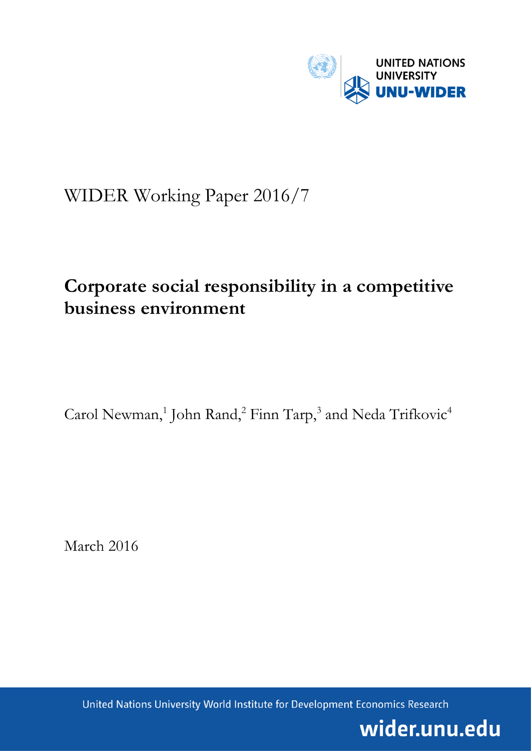UNITED NATIONS UNIVERSITY UNU-WIDER

WIDER Working Paper 2016/7

# Corporate social responsibility in a competitive business environment

Carol Newman,[1] John Rand,[2] Finn Tarp,[3] and Neda Trifkovic[4]

March 2016

United Nations University World Institute for Development Economics Research

wider.unu.edu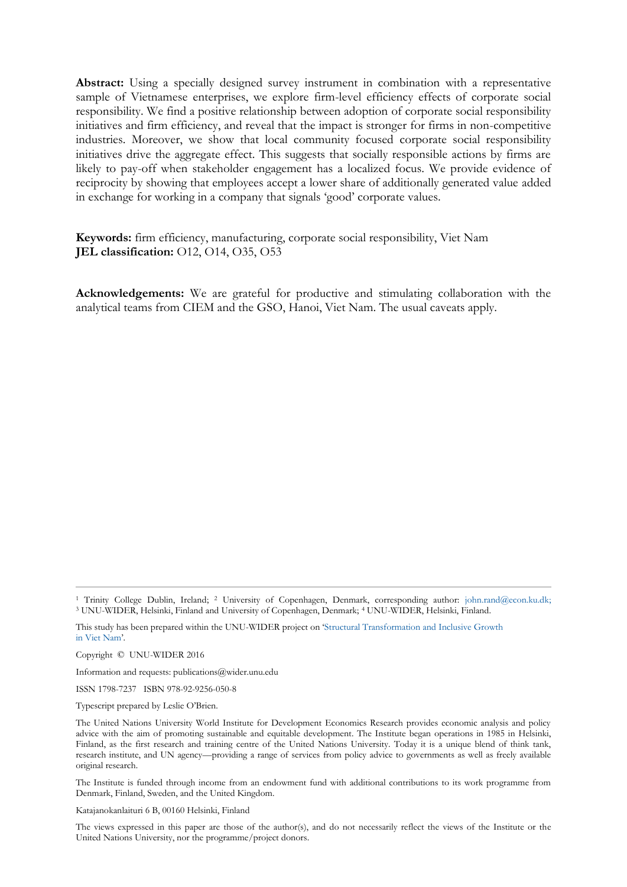**Abstract:** Using a specially designed survey instrument in combination with a representative sample of Vietnamese enterprises, we explore firm-level efficiency effects of corporate social responsibility. We find a positive relationship between adoption of corporate social responsibility initiatives and firm efficiency, and reveal that the impact is stronger for firms in non-competitive industries. Moreover, we show that local community focused corporate social responsibility initiatives drive the aggregate effect. This suggests that socially responsible actions by firms are likely to pay-off when stakeholder engagement has a localized focus. We provide evidence of reciprocity by showing that employees accept a lower share of additionally generated value added in exchange for working in a company that signals 'good' corporate values.

**Keywords:** firm efficiency, manufacturing, corporate social responsibility, Viet Nam
**JEL classification:** O12, O14, O35, O53

**Acknowledgements:** We are grateful for productive and stimulating collaboration with the analytical teams from CIEM and the GSO, Hanoi, Viet Nam. The usual caveats apply.

---

[1] Trinity College Dublin, Ireland; [2] University of Copenhagen, Denmark, corresponding author: john.rand@econ.ku.dk; [3] UNU-WIDER, Helsinki, Finland and University of Copenhagen, Denmark; [4] UNU-WIDER, Helsinki, Finland.

This study has been prepared within the UNU-WIDER project on 'Structural Transformation and Inclusive Growth in Viet Nam'.

Copyright © UNU-WIDER 2016

Information and requests: publications@wider.unu.edu

ISSN 1798-7237 ISBN 978-92-9256-050-8

Typescript prepared by Leslie O'Brien.

The United Nations University World Institute for Development Economics Research provides economic analysis and policy advice with the aim of promoting sustainable and equitable development. The Institute began operations in 1985 in Helsinki, Finland, as the first research and training centre of the United Nations University. Today it is a unique blend of think tank, research institute, and UN agency—providing a range of services from policy advice to governments as well as freely available original research.

The Institute is funded through income from an endowment fund with additional contributions to its work programme from Denmark, Finland, Sweden, and the United Kingdom.

Katajanokanlaituri 6 B, 00160 Helsinki, Finland

The views expressed in this paper are those of the author(s), and do not necessarily reflect the views of the Institute or the United Nations University, nor the programme/project donors.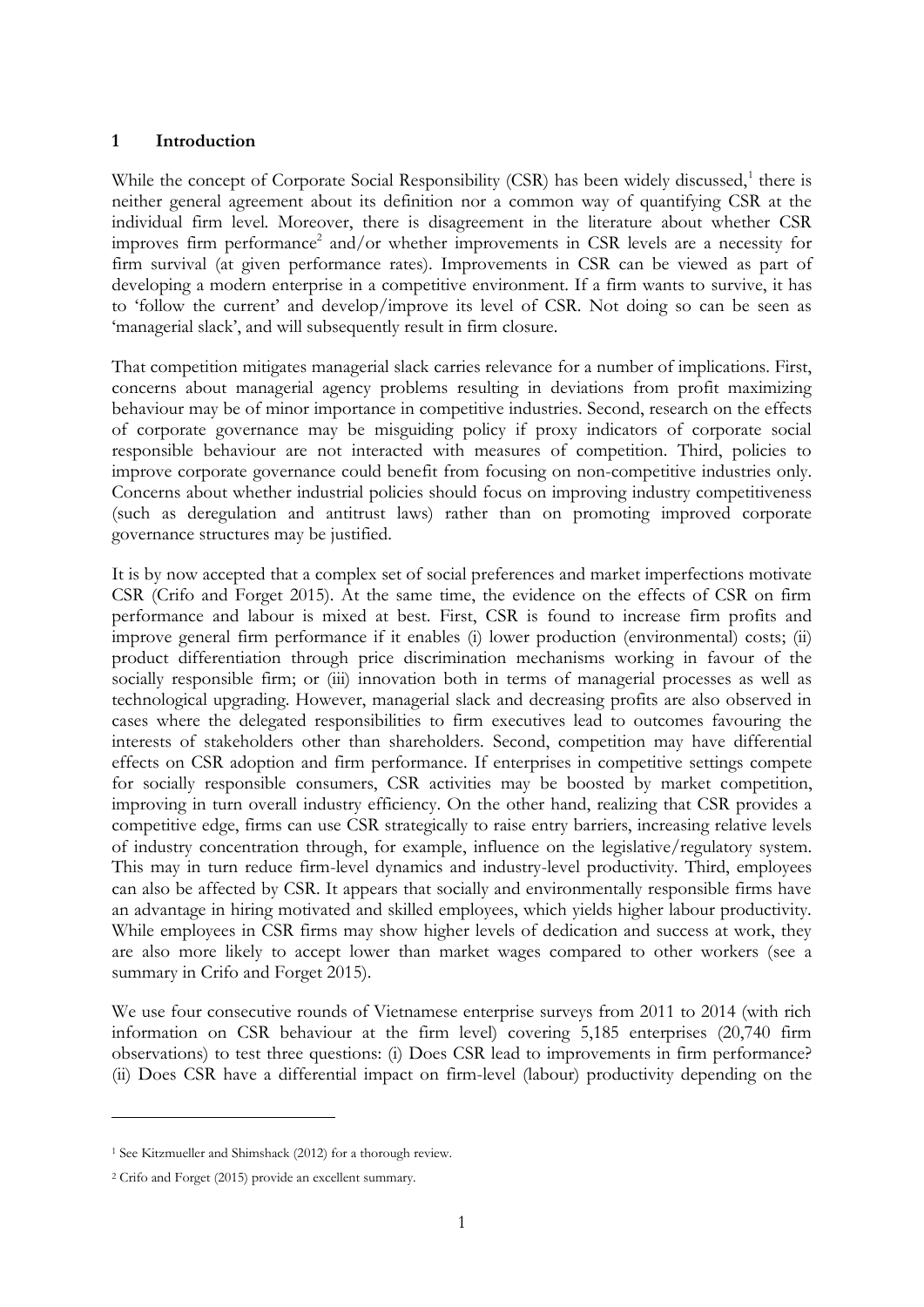## 1 Introduction

While the concept of Corporate Social Responsibility (CSR) has been widely discussed,[1] there is neither general agreement about its definition nor a common way of quantifying CSR at the individual firm level. Moreover, there is disagreement in the literature about whether CSR improves firm performance[2] and/or whether improvements in CSR levels are a necessity for firm survival (at given performance rates). Improvements in CSR can be viewed as part of developing a modern enterprise in a competitive environment. If a firm wants to survive, it has to 'follow the current' and develop/improve its level of CSR. Not doing so can be seen as 'managerial slack', and will subsequently result in firm closure.

That competition mitigates managerial slack carries relevance for a number of implications. First, concerns about managerial agency problems resulting in deviations from profit maximizing behaviour may be of minor importance in competitive industries. Second, research on the effects of corporate governance may be misguiding policy if proxy indicators of corporate social responsible behaviour are not interacted with measures of competition. Third, policies to improve corporate governance could benefit from focusing on non-competitive industries only. Concerns about whether industrial policies should focus on improving industry competitiveness (such as deregulation and antitrust laws) rather than on promoting improved corporate governance structures may be justified.

It is by now accepted that a complex set of social preferences and market imperfections motivate CSR (Crifo and Forget 2015). At the same time, the evidence on the effects of CSR on firm performance and labour is mixed at best. First, CSR is found to increase firm profits and improve general firm performance if it enables (i) lower production (environmental) costs; (ii) product differentiation through price discrimination mechanisms working in favour of the socially responsible firm; or (iii) innovation both in terms of managerial processes as well as technological upgrading. However, managerial slack and decreasing profits are also observed in cases where the delegated responsibilities to firm executives lead to outcomes favouring the interests of stakeholders other than shareholders. Second, competition may have differential effects on CSR adoption and firm performance. If enterprises in competitive settings compete for socially responsible consumers, CSR activities may be boosted by market competition, improving in turn overall industry efficiency. On the other hand, realizing that CSR provides a competitive edge, firms can use CSR strategically to raise entry barriers, increasing relative levels of industry concentration through, for example, influence on the legislative/regulatory system. This may in turn reduce firm-level dynamics and industry-level productivity. Third, employees can also be affected by CSR. It appears that socially and environmentally responsible firms have an advantage in hiring motivated and skilled employees, which yields higher labour productivity. While employees in CSR firms may show higher levels of dedication and success at work, they are also more likely to accept lower than market wages compared to other workers (see a summary in Crifo and Forget 2015).

We use four consecutive rounds of Vietnamese enterprise surveys from 2011 to 2014 (with rich information on CSR behaviour at the firm level) covering 5,185 enterprises (20,740 firm observations) to test three questions: (i) Does CSR lead to improvements in firm performance? (ii) Does CSR have a differential impact on firm-level (labour) productivity depending on the

[1] See Kitzmueller and Shimshack (2012) for a thorough review.

[2] Crifo and Forget (2015) provide an excellent summary.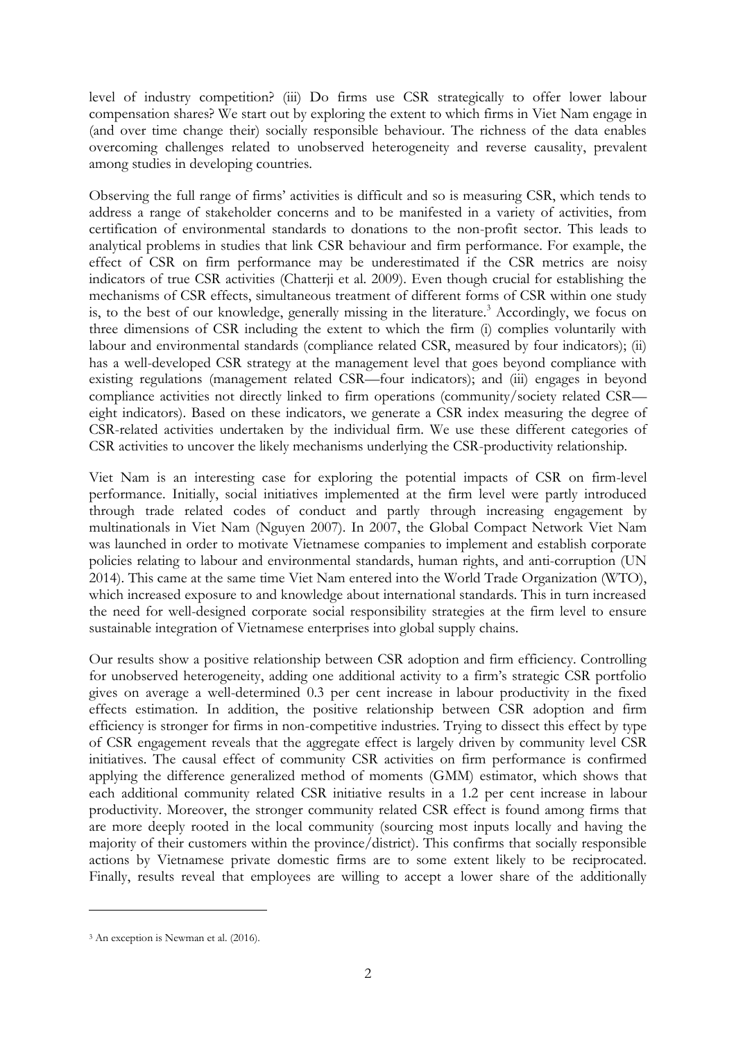level of industry competition? (iii) Do firms use CSR strategically to offer lower labour compensation shares? We start out by exploring the extent to which firms in Viet Nam engage in (and over time change their) socially responsible behaviour. The richness of the data enables overcoming challenges related to unobserved heterogeneity and reverse causality, prevalent among studies in developing countries.

Observing the full range of firms' activities is difficult and so is measuring CSR, which tends to address a range of stakeholder concerns and to be manifested in a variety of activities, from certification of environmental standards to donations to the non-profit sector. This leads to analytical problems in studies that link CSR behaviour and firm performance. For example, the effect of CSR on firm performance may be underestimated if the CSR metrics are noisy indicators of true CSR activities (Chatterji et al. 2009). Even though crucial for establishing the mechanisms of CSR effects, simultaneous treatment of different forms of CSR within one study is, to the best of our knowledge, generally missing in the literature.[3] Accordingly, we focus on three dimensions of CSR including the extent to which the firm (i) complies voluntarily with labour and environmental standards (compliance related CSR, measured by four indicators); (ii) has a well-developed CSR strategy at the management level that goes beyond compliance with existing regulations (management related CSR—four indicators); and (iii) engages in beyond compliance activities not directly linked to firm operations (community/society related CSR—eight indicators). Based on these indicators, we generate a CSR index measuring the degree of CSR-related activities undertaken by the individual firm. We use these different categories of CSR activities to uncover the likely mechanisms underlying the CSR-productivity relationship.

Viet Nam is an interesting case for exploring the potential impacts of CSR on firm-level performance. Initially, social initiatives implemented at the firm level were partly introduced through trade related codes of conduct and partly through increasing engagement by multinationals in Viet Nam (Nguyen 2007). In 2007, the Global Compact Network Viet Nam was launched in order to motivate Vietnamese companies to implement and establish corporate policies relating to labour and environmental standards, human rights, and anti-corruption (UN 2014). This came at the same time Viet Nam entered into the World Trade Organization (WTO), which increased exposure to and knowledge about international standards. This in turn increased the need for well-designed corporate social responsibility strategies at the firm level to ensure sustainable integration of Vietnamese enterprises into global supply chains.

Our results show a positive relationship between CSR adoption and firm efficiency. Controlling for unobserved heterogeneity, adding one additional activity to a firm's strategic CSR portfolio gives on average a well-determined 0.3 per cent increase in labour productivity in the fixed effects estimation. In addition, the positive relationship between CSR adoption and firm efficiency is stronger for firms in non-competitive industries. Trying to dissect this effect by type of CSR engagement reveals that the aggregate effect is largely driven by community level CSR initiatives. The causal effect of community CSR activities on firm performance is confirmed applying the difference generalized method of moments (GMM) estimator, which shows that each additional community related CSR initiative results in a 1.2 per cent increase in labour productivity. Moreover, the stronger community related CSR effect is found among firms that are more deeply rooted in the local community (sourcing most inputs locally and having the majority of their customers within the province/district). This confirms that socially responsible actions by Vietnamese private domestic firms are to some extent likely to be reciprocated. Finally, results reveal that employees are willing to accept a lower share of the additionally

[3] An exception is Newman et al. (2016).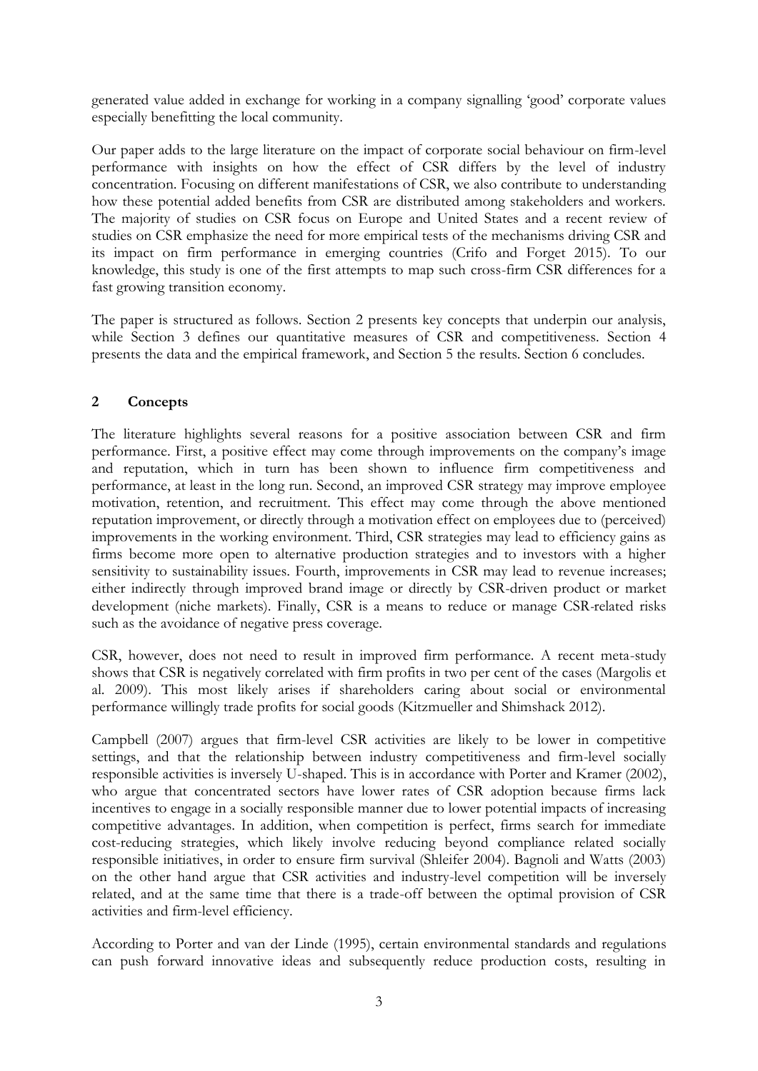generated value added in exchange for working in a company signalling 'good' corporate values especially benefitting the local community.

Our paper adds to the large literature on the impact of corporate social behaviour on firm-level performance with insights on how the effect of CSR differs by the level of industry concentration. Focusing on different manifestations of CSR, we also contribute to understanding how these potential added benefits from CSR are distributed among stakeholders and workers. The majority of studies on CSR focus on Europe and United States and a recent review of studies on CSR emphasize the need for more empirical tests of the mechanisms driving CSR and its impact on firm performance in emerging countries (Crifo and Forget 2015). To our knowledge, this study is one of the first attempts to map such cross-firm CSR differences for a fast growing transition economy.

The paper is structured as follows. Section 2 presents key concepts that underpin our analysis, while Section 3 defines our quantitative measures of CSR and competitiveness. Section 4 presents the data and the empirical framework, and Section 5 the results. Section 6 concludes.

## 2 Concepts

The literature highlights several reasons for a positive association between CSR and firm performance. First, a positive effect may come through improvements on the company's image and reputation, which in turn has been shown to influence firm competitiveness and performance, at least in the long run. Second, an improved CSR strategy may improve employee motivation, retention, and recruitment. This effect may come through the above mentioned reputation improvement, or directly through a motivation effect on employees due to (perceived) improvements in the working environment. Third, CSR strategies may lead to efficiency gains as firms become more open to alternative production strategies and to investors with a higher sensitivity to sustainability issues. Fourth, improvements in CSR may lead to revenue increases; either indirectly through improved brand image or directly by CSR-driven product or market development (niche markets). Finally, CSR is a means to reduce or manage CSR-related risks such as the avoidance of negative press coverage.

CSR, however, does not need to result in improved firm performance. A recent meta-study shows that CSR is negatively correlated with firm profits in two per cent of the cases (Margolis et al. 2009). This most likely arises if shareholders caring about social or environmental performance willingly trade profits for social goods (Kitzmueller and Shimshack 2012).

Campbell (2007) argues that firm-level CSR activities are likely to be lower in competitive settings, and that the relationship between industry competitiveness and firm-level socially responsible activities is inversely U-shaped. This is in accordance with Porter and Kramer (2002), who argue that concentrated sectors have lower rates of CSR adoption because firms lack incentives to engage in a socially responsible manner due to lower potential impacts of increasing competitive advantages. In addition, when competition is perfect, firms search for immediate cost-reducing strategies, which likely involve reducing beyond compliance related socially responsible initiatives, in order to ensure firm survival (Shleifer 2004). Bagnoli and Watts (2003) on the other hand argue that CSR activities and industry-level competition will be inversely related, and at the same time that there is a trade-off between the optimal provision of CSR activities and firm-level efficiency.

According to Porter and van der Linde (1995), certain environmental standards and regulations can push forward innovative ideas and subsequently reduce production costs, resulting in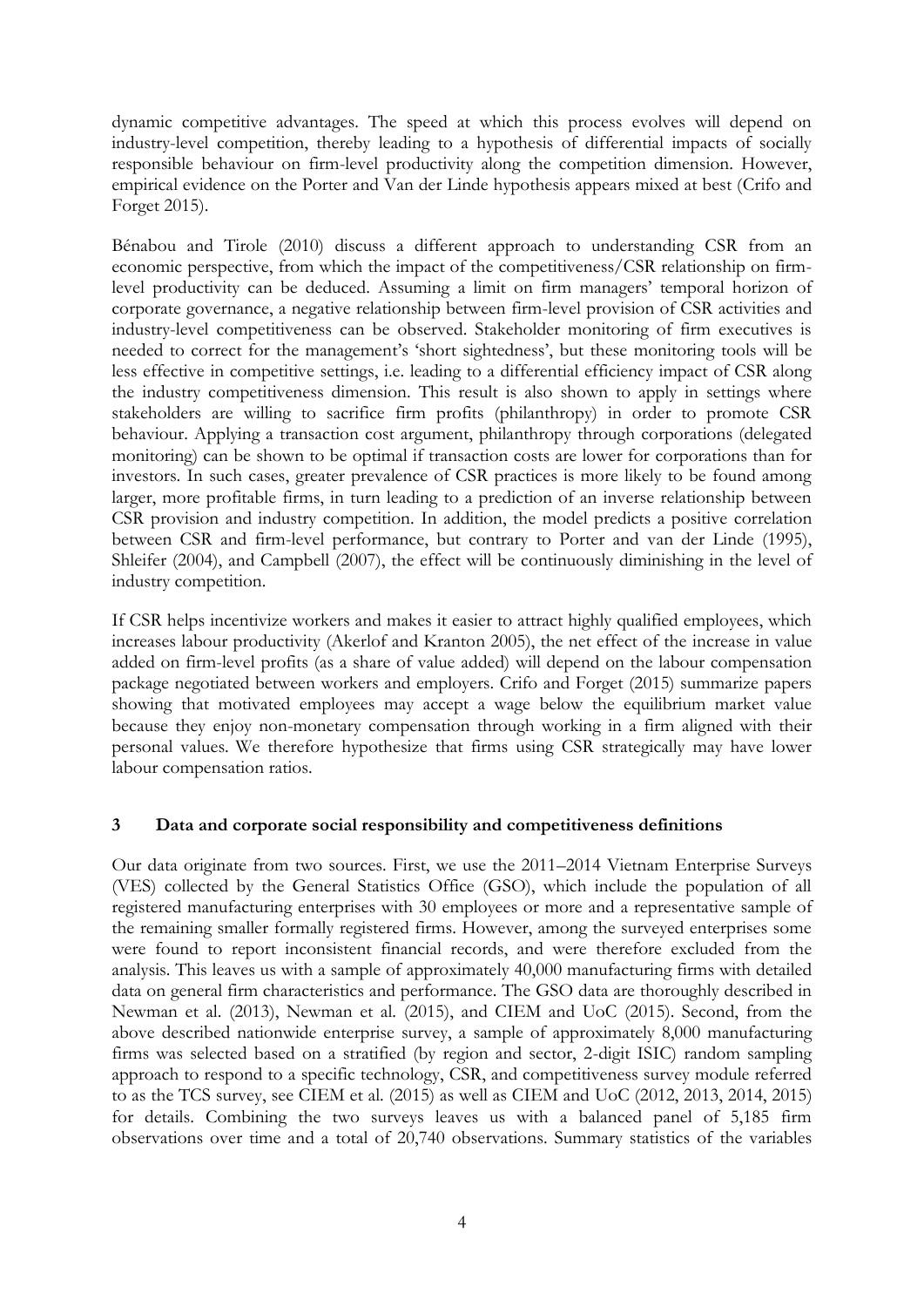dynamic competitive advantages. The speed at which this process evolves will depend on industry-level competition, thereby leading to a hypothesis of differential impacts of socially responsible behaviour on firm-level productivity along the competition dimension. However, empirical evidence on the Porter and Van der Linde hypothesis appears mixed at best (Crifo and Forget 2015).

Bénabou and Tirole (2010) discuss a different approach to understanding CSR from an economic perspective, from which the impact of the competitiveness/CSR relationship on firm-level productivity can be deduced. Assuming a limit on firm managers' temporal horizon of corporate governance, a negative relationship between firm-level provision of CSR activities and industry-level competitiveness can be observed. Stakeholder monitoring of firm executives is needed to correct for the management's 'short sightedness', but these monitoring tools will be less effective in competitive settings, i.e. leading to a differential efficiency impact of CSR along the industry competitiveness dimension. This result is also shown to apply in settings where stakeholders are willing to sacrifice firm profits (philanthropy) in order to promote CSR behaviour. Applying a transaction cost argument, philanthropy through corporations (delegated monitoring) can be shown to be optimal if transaction costs are lower for corporations than for investors. In such cases, greater prevalence of CSR practices is more likely to be found among larger, more profitable firms, in turn leading to a prediction of an inverse relationship between CSR provision and industry competition. In addition, the model predicts a positive correlation between CSR and firm-level performance, but contrary to Porter and van der Linde (1995), Shleifer (2004), and Campbell (2007), the effect will be continuously diminishing in the level of industry competition.

If CSR helps incentivize workers and makes it easier to attract highly qualified employees, which increases labour productivity (Akerlof and Kranton 2005), the net effect of the increase in value added on firm-level profits (as a share of value added) will depend on the labour compensation package negotiated between workers and employers. Crifo and Forget (2015) summarize papers showing that motivated employees may accept a wage below the equilibrium market value because they enjoy non-monetary compensation through working in a firm aligned with their personal values. We therefore hypothesize that firms using CSR strategically may have lower labour compensation ratios.

## 3 Data and corporate social responsibility and competitiveness definitions

Our data originate from two sources. First, we use the 2011–2014 Vietnam Enterprise Surveys (VES) collected by the General Statistics Office (GSO), which include the population of all registered manufacturing enterprises with 30 employees or more and a representative sample of the remaining smaller formally registered firms. However, among the surveyed enterprises some were found to report inconsistent financial records, and were therefore excluded from the analysis. This leaves us with a sample of approximately 40,000 manufacturing firms with detailed data on general firm characteristics and performance. The GSO data are thoroughly described in Newman et al. (2013), Newman et al. (2015), and CIEM and UoC (2015). Second, from the above described nationwide enterprise survey, a sample of approximately 8,000 manufacturing firms was selected based on a stratified (by region and sector, 2-digit ISIC) random sampling approach to respond to a specific technology, CSR, and competitiveness survey module referred to as the TCS survey, see CIEM et al. (2015) as well as CIEM and UoC (2012, 2013, 2014, 2015) for details. Combining the two surveys leaves us with a balanced panel of 5,185 firm observations over time and a total of 20,740 observations. Summary statistics of the variables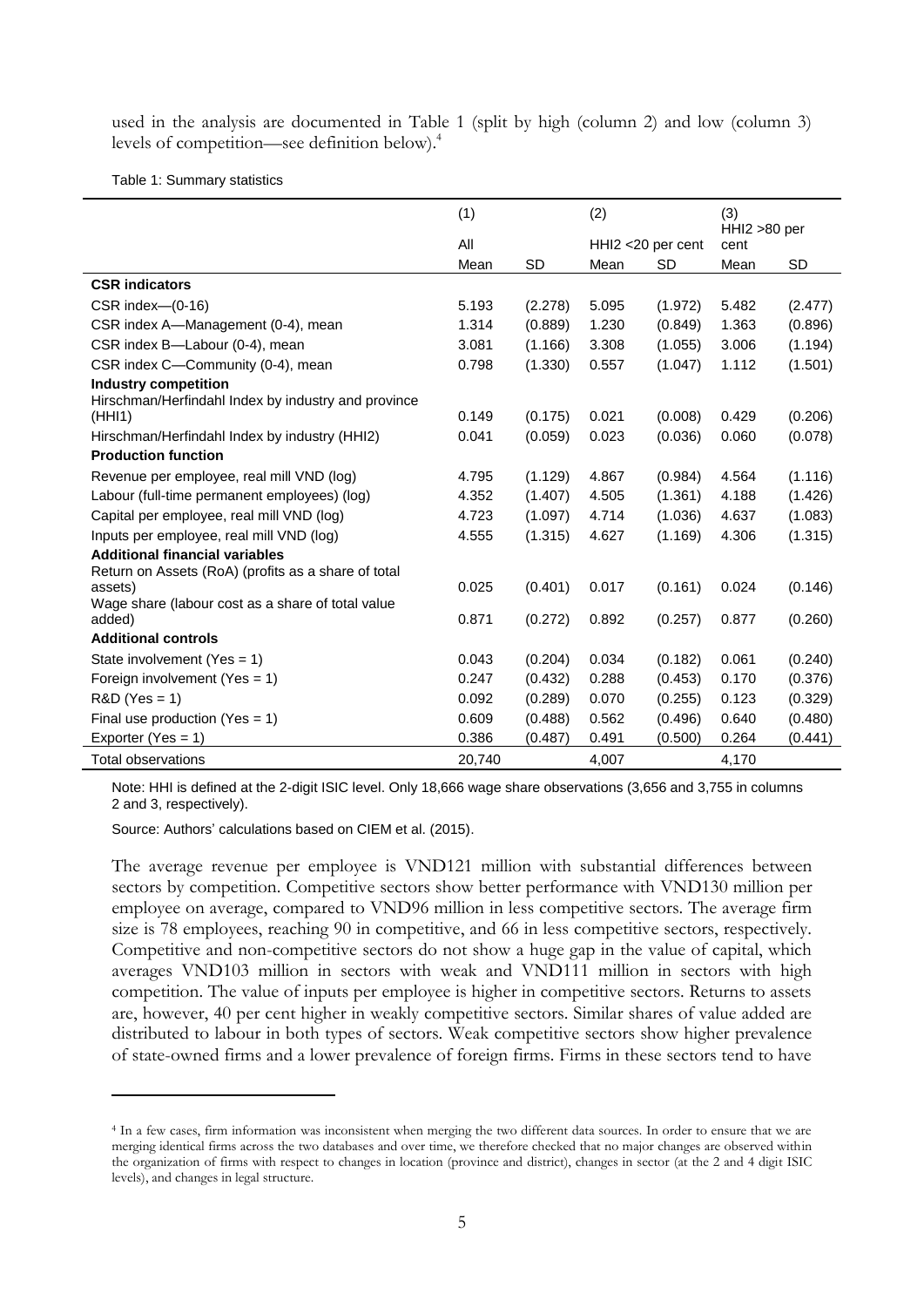used in the analysis are documented in Table 1 (split by high (column 2) and low (column 3) levels of competition—see definition below).[4]

Table 1: Summary statistics

| | (1) | | (2) | | (3) | |
|---|---|---|---|---|---|---|
| | All | | HHI2 <20 per cent | | HHI2 >80 per cent | |
| | Mean | SD | Mean | SD | Mean | SD |
| **CSR indicators** | | | | | | |
| CSR index—(0-16) | 5.193 | (2.278) | 5.095 | (1.972) | 5.482 | (2.477) |
| CSR index A—Management (0-4), mean | 1.314 | (0.889) | 1.230 | (0.849) | 1.363 | (0.896) |
| CSR index B—Labour (0-4), mean | 3.081 | (1.166) | 3.308 | (1.055) | 3.006 | (1.194) |
| CSR index C—Community (0-4), mean | 0.798 | (1.330) | 0.557 | (1.047) | 1.112 | (1.501) |
| **Industry competition** | | | | | | |
| Hirschman/Herfindahl Index by industry and province (HHI1) | 0.149 | (0.175) | 0.021 | (0.008) | 0.429 | (0.206) |
| Hirschman/Herfindahl Index by industry (HHI2) | 0.041 | (0.059) | 0.023 | (0.036) | 0.060 | (0.078) |
| **Production function** | | | | | | |
| Revenue per employee, real mill VND (log) | 4.795 | (1.129) | 4.867 | (0.984) | 4.564 | (1.116) |
| Labour (full-time permanent employees) (log) | 4.352 | (1.407) | 4.505 | (1.361) | 4.188 | (1.426) |
| Capital per employee, real mill VND (log) | 4.723 | (1.097) | 4.714 | (1.036) | 4.637 | (1.083) |
| Inputs per employee, real mill VND (log) | 4.555 | (1.315) | 4.627 | (1.169) | 4.306 | (1.315) |
| **Additional financial variables** | | | | | | |
| Return on Assets (RoA) (profits as a share of total assets) | 0.025 | (0.401) | 0.017 | (0.161) | 0.024 | (0.146) |
| Wage share (labour cost as a share of total value added) | 0.871 | (0.272) | 0.892 | (0.257) | 0.877 | (0.260) |
| **Additional controls** | | | | | | |
| State involvement (Yes = 1) | 0.043 | (0.204) | 0.034 | (0.182) | 0.061 | (0.240) |
| Foreign involvement (Yes = 1) | 0.247 | (0.432) | 0.288 | (0.453) | 0.170 | (0.376) |
| R&D (Yes = 1) | 0.092 | (0.289) | 0.070 | (0.255) | 0.123 | (0.329) |
| Final use production (Yes = 1) | 0.609 | (0.488) | 0.562 | (0.496) | 0.640 | (0.480) |
| Exporter (Yes = 1) | 0.386 | (0.487) | 0.491 | (0.500) | 0.264 | (0.441) |
| Total observations | 20,740 | | 4,007 | | 4,170 | |

Note: HHI is defined at the 2-digit ISIC level. Only 18,666 wage share observations (3,656 and 3,755 in columns 2 and 3, respectively).

Source: Authors' calculations based on CIEM et al. (2015).

The average revenue per employee is VND121 million with substantial differences between sectors by competition. Competitive sectors show better performance with VND130 million per employee on average, compared to VND96 million in less competitive sectors. The average firm size is 78 employees, reaching 90 in competitive, and 66 in less competitive sectors, respectively. Competitive and non-competitive sectors do not show a huge gap in the value of capital, which averages VND103 million in sectors with weak and VND111 million in sectors with high competition. The value of inputs per employee is higher in competitive sectors. Returns to assets are, however, 40 per cent higher in weakly competitive sectors. Similar shares of value added are distributed to labour in both types of sectors. Weak competitive sectors show higher prevalence of state-owned firms and a lower prevalence of foreign firms. Firms in these sectors tend to have

[4] In a few cases, firm information was inconsistent when merging the two different data sources. In order to ensure that we are merging identical firms across the two databases and over time, we therefore checked that no major changes are observed within the organization of firms with respect to changes in location (province and district), changes in sector (at the 2 and 4 digit ISIC levels), and changes in legal structure.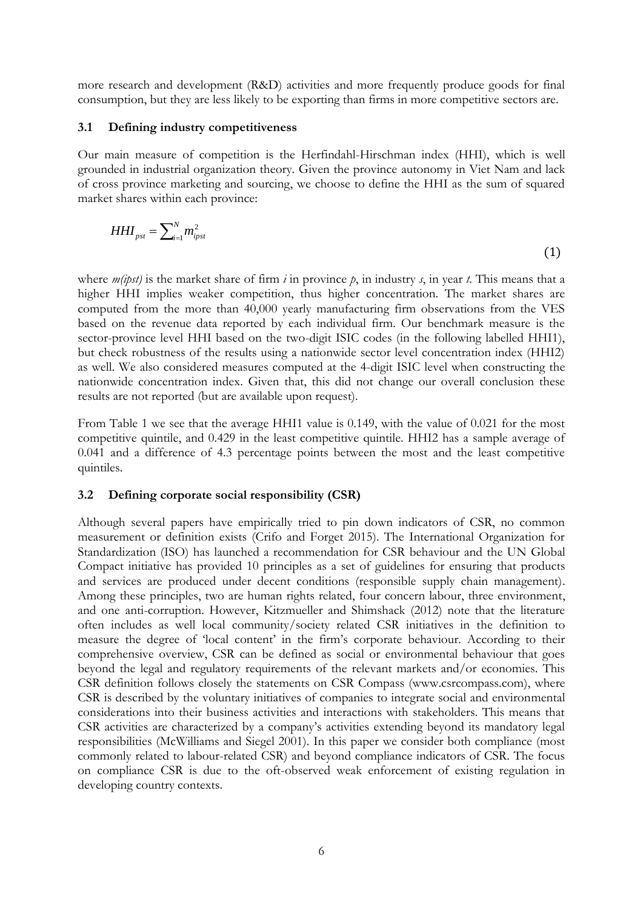more research and development (R&D) activities and more frequently produce goods for final consumption, but they are less likely to be exporting than firms in more competitive sectors are.

### 3.1 Defining industry competitiveness

Our main measure of competition is the Herfindahl-Hirschman index (HHI), which is well grounded in industrial organization theory. Given the province autonomy in Viet Nam and lack of cross province marketing and sourcing, we choose to define the HHI as the sum of squared market shares within each province:

$$HHI_{pst} = \sum_{i=1}^{N} m_{ipst}^{2} \tag{1}$$

where *m(ipst)* is the market share of firm *i* in province *p*, in industry *s*, in year *t*. This means that a higher HHI implies weaker competition, thus higher concentration. The market shares are computed from the more than 40,000 yearly manufacturing firm observations from the VES based on the revenue data reported by each individual firm. Our benchmark measure is the sector-province level HHI based on the two-digit ISIC codes (in the following labelled HHI1), but check robustness of the results using a nationwide sector level concentration index (HHI2) as well. We also considered measures computed at the 4-digit ISIC level when constructing the nationwide concentration index. Given that, this did not change our overall conclusion these results are not reported (but are available upon request).

From Table 1 we see that the average HHI1 value is 0.149, with the value of 0.021 for the most competitive quintile, and 0.429 in the least competitive quintile. HHI2 has a sample average of 0.041 and a difference of 4.3 percentage points between the most and the least competitive quintiles.

### 3.2 Defining corporate social responsibility (CSR)

Although several papers have empirically tried to pin down indicators of CSR, no common measurement or definition exists (Crifo and Forget 2015). The International Organization for Standardization (ISO) has launched a recommendation for CSR behaviour and the UN Global Compact initiative has provided 10 principles as a set of guidelines for ensuring that products and services are produced under decent conditions (responsible supply chain management). Among these principles, two are human rights related, four concern labour, three environment, and one anti-corruption. However, Kitzmueller and Shimshack (2012) note that the literature often includes as well local community/society related CSR initiatives in the definition to measure the degree of 'local content' in the firm's corporate behaviour. According to their comprehensive overview, CSR can be defined as social or environmental behaviour that goes beyond the legal and regulatory requirements of the relevant markets and/or economies. This CSR definition follows closely the statements on CSR Compass (www.csrcompass.com), where CSR is described by the voluntary initiatives of companies to integrate social and environmental considerations into their business activities and interactions with stakeholders. This means that CSR activities are characterized by a company's activities extending beyond its mandatory legal responsibilities (McWilliams and Siegel 2001). In this paper we consider both compliance (most commonly related to labour-related CSR) and beyond compliance indicators of CSR. The focus on compliance CSR is due to the oft-observed weak enforcement of existing regulation in developing country contexts.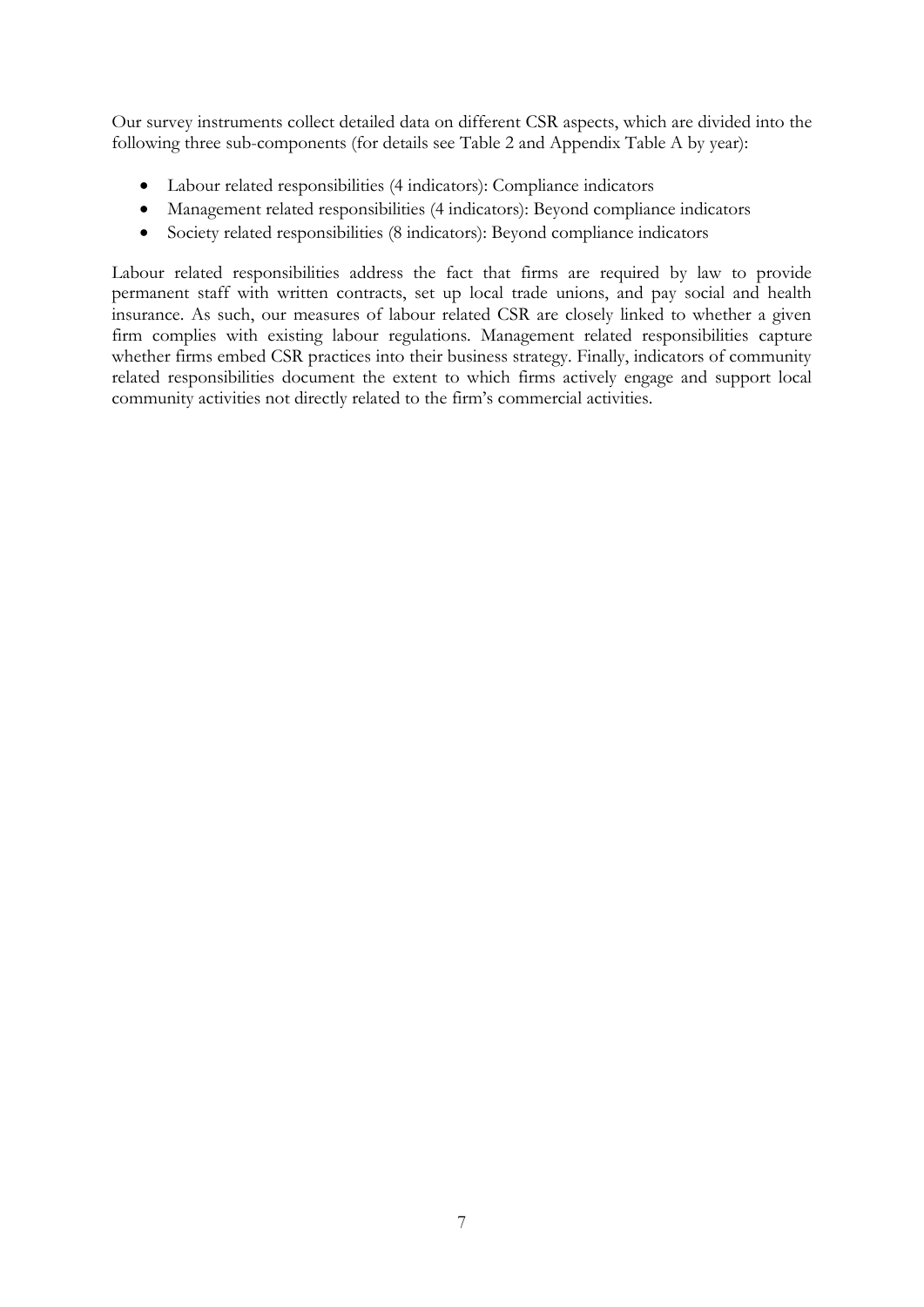Our survey instruments collect detailed data on different CSR aspects, which are divided into the following three sub-components (for details see Table 2 and Appendix Table A by year):

- Labour related responsibilities (4 indicators): Compliance indicators
- Management related responsibilities (4 indicators): Beyond compliance indicators
- Society related responsibilities (8 indicators): Beyond compliance indicators

Labour related responsibilities address the fact that firms are required by law to provide permanent staff with written contracts, set up local trade unions, and pay social and health insurance. As such, our measures of labour related CSR are closely linked to whether a given firm complies with existing labour regulations. Management related responsibilities capture whether firms embed CSR practices into their business strategy. Finally, indicators of community related responsibilities document the extent to which firms actively engage and support local community activities not directly related to the firm's commercial activities.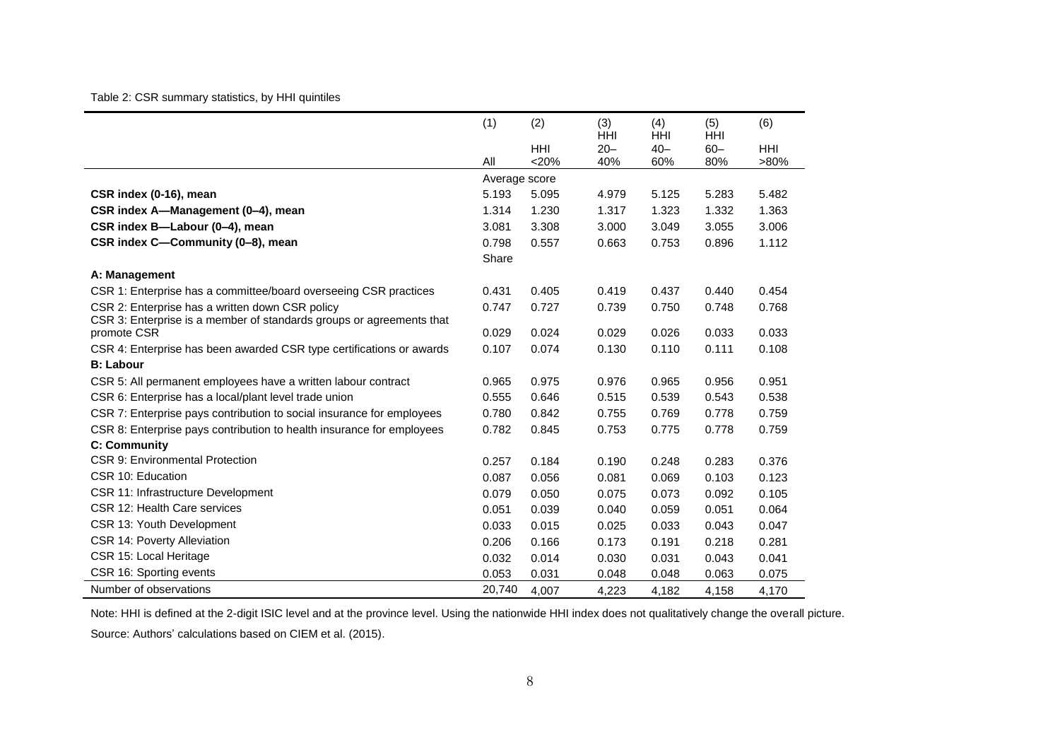Table 2: CSR summary statistics, by HHI quintiles

| | (1) All | (2) HHI <20% | (3) HHI 20–40% | (4) HHI 40–60% | (5) HHI 60–80% | (6) HHI >80% |
|---|---|---|---|---|---|---|
| | Average score | | | | | |
| **CSR index (0-16), mean** | 5.193 | 5.095 | 4.979 | 5.125 | 5.283 | 5.482 |
| **CSR index A—Management (0–4), mean** | 1.314 | 1.230 | 1.317 | 1.323 | 1.332 | 1.363 |
| **CSR index B—Labour (0–4), mean** | 3.081 | 3.308 | 3.000 | 3.049 | 3.055 | 3.006 |
| **CSR index C—Community (0–8), mean** | 0.798 | 0.557 | 0.663 | 0.753 | 0.896 | 1.112 |
| | Share | | | | | |
| **A: Management** | | | | | | |
| CSR 1: Enterprise has a committee/board overseeing CSR practices | 0.431 | 0.405 | 0.419 | 0.437 | 0.440 | 0.454 |
| CSR 2: Enterprise has a written down CSR policy | 0.747 | 0.727 | 0.739 | 0.750 | 0.748 | 0.768 |
| CSR 3: Enterprise is a member of standards groups or agreements that promote CSR | 0.029 | 0.024 | 0.029 | 0.026 | 0.033 | 0.033 |
| CSR 4: Enterprise has been awarded CSR type certifications or awards | 0.107 | 0.074 | 0.130 | 0.110 | 0.111 | 0.108 |
| **B: Labour** | | | | | | |
| CSR 5: All permanent employees have a written labour contract | 0.965 | 0.975 | 0.976 | 0.965 | 0.956 | 0.951 |
| CSR 6: Enterprise has a local/plant level trade union | 0.555 | 0.646 | 0.515 | 0.539 | 0.543 | 0.538 |
| CSR 7: Enterprise pays contribution to social insurance for employees | 0.780 | 0.842 | 0.755 | 0.769 | 0.778 | 0.759 |
| CSR 8: Enterprise pays contribution to health insurance for employees | 0.782 | 0.845 | 0.753 | 0.775 | 0.778 | 0.759 |
| **C: Community** | | | | | | |
| CSR 9: Environmental Protection | 0.257 | 0.184 | 0.190 | 0.248 | 0.283 | 0.376 |
| CSR 10: Education | 0.087 | 0.056 | 0.081 | 0.069 | 0.103 | 0.123 |
| CSR 11: Infrastructure Development | 0.079 | 0.050 | 0.075 | 0.073 | 0.092 | 0.105 |
| CSR 12: Health Care services | 0.051 | 0.039 | 0.040 | 0.059 | 0.051 | 0.064 |
| CSR 13: Youth Development | 0.033 | 0.015 | 0.025 | 0.033 | 0.043 | 0.047 |
| CSR 14: Poverty Alleviation | 0.206 | 0.166 | 0.173 | 0.191 | 0.218 | 0.281 |
| CSR 15: Local Heritage | 0.032 | 0.014 | 0.030 | 0.031 | 0.043 | 0.041 |
| CSR 16: Sporting events | 0.053 | 0.031 | 0.048 | 0.048 | 0.063 | 0.075 |
| Number of observations | 20,740 | 4,007 | 4,223 | 4,182 | 4,158 | 4,170 |

Note: HHI is defined at the 2-digit ISIC level and at the province level. Using the nationwide HHI index does not qualitatively change the overall picture.

Source: Authors' calculations based on CIEM et al. (2015).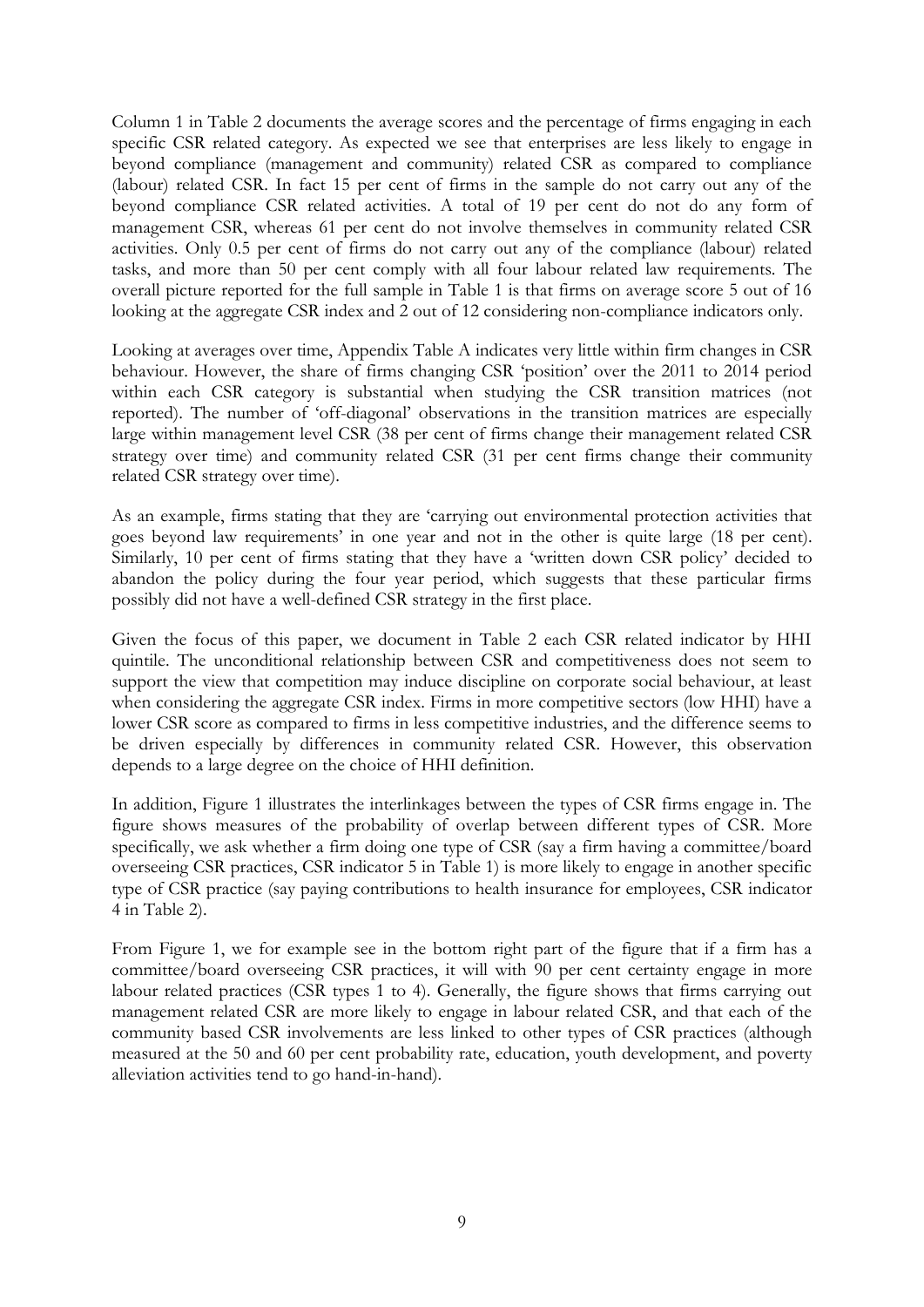Column 1 in Table 2 documents the average scores and the percentage of firms engaging in each specific CSR related category. As expected we see that enterprises are less likely to engage in beyond compliance (management and community) related CSR as compared to compliance (labour) related CSR. In fact 15 per cent of firms in the sample do not carry out any of the beyond compliance CSR related activities. A total of 19 per cent do not do any form of management CSR, whereas 61 per cent do not involve themselves in community related CSR activities. Only 0.5 per cent of firms do not carry out any of the compliance (labour) related tasks, and more than 50 per cent comply with all four labour related law requirements. The overall picture reported for the full sample in Table 1 is that firms on average score 5 out of 16 looking at the aggregate CSR index and 2 out of 12 considering non-compliance indicators only.

Looking at averages over time, Appendix Table A indicates very little within firm changes in CSR behaviour. However, the share of firms changing CSR 'position' over the 2011 to 2014 period within each CSR category is substantial when studying the CSR transition matrices (not reported). The number of 'off-diagonal' observations in the transition matrices are especially large within management level CSR (38 per cent of firms change their management related CSR strategy over time) and community related CSR (31 per cent firms change their community related CSR strategy over time).

As an example, firms stating that they are 'carrying out environmental protection activities that goes beyond law requirements' in one year and not in the other is quite large (18 per cent). Similarly, 10 per cent of firms stating that they have a 'written down CSR policy' decided to abandon the policy during the four year period, which suggests that these particular firms possibly did not have a well-defined CSR strategy in the first place.

Given the focus of this paper, we document in Table 2 each CSR related indicator by HHI quintile. The unconditional relationship between CSR and competitiveness does not seem to support the view that competition may induce discipline on corporate social behaviour, at least when considering the aggregate CSR index. Firms in more competitive sectors (low HHI) have a lower CSR score as compared to firms in less competitive industries, and the difference seems to be driven especially by differences in community related CSR. However, this observation depends to a large degree on the choice of HHI definition.

In addition, Figure 1 illustrates the interlinkages between the types of CSR firms engage in. The figure shows measures of the probability of overlap between different types of CSR. More specifically, we ask whether a firm doing one type of CSR (say a firm having a committee/board overseeing CSR practices, CSR indicator 5 in Table 1) is more likely to engage in another specific type of CSR practice (say paying contributions to health insurance for employees, CSR indicator 4 in Table 2).

From Figure 1, we for example see in the bottom right part of the figure that if a firm has a committee/board overseeing CSR practices, it will with 90 per cent certainty engage in more labour related practices (CSR types 1 to 4). Generally, the figure shows that firms carrying out management related CSR are more likely to engage in labour related CSR, and that each of the community based CSR involvements are less linked to other types of CSR practices (although measured at the 50 and 60 per cent probability rate, education, youth development, and poverty alleviation activities tend to go hand-in-hand).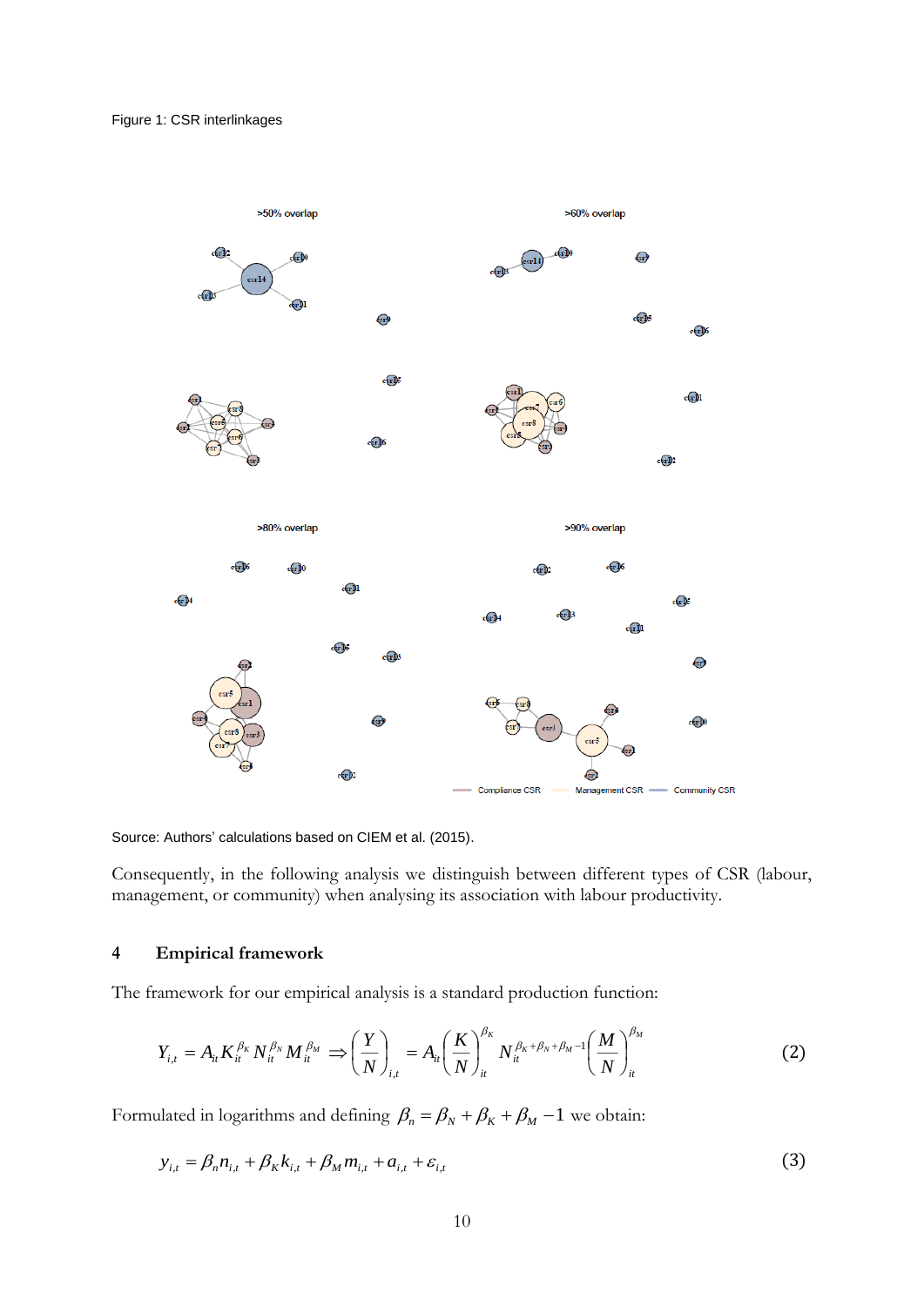Figure 1: CSR interlinkages

Source: Authors' calculations based on CIEM et al. (2015).

Consequently, in the following analysis we distinguish between different types of CSR (labour, management, or community) when analysing its association with labour productivity.

## 4 Empirical framework

The framework for our empirical analysis is a standard production function:

$$Y_{i,t} = A_{it} K_{it}^{\beta_K} N_{it}^{\beta_N} M_{it}^{\beta_M} \Rightarrow \left(\frac{Y}{N}\right)_{i,t} = A_{it} \left(\frac{K}{N}\right)_{it}^{\beta_K} N_{it}^{\beta_K+\beta_N+\beta_M-1} \left(\frac{M}{N}\right)_{it}^{\beta_M} \tag{2}$$

Formulated in logarithms and defining $\beta_n = \beta_N + \beta_K + \beta_M - 1$ we obtain:

$$y_{i,t} = \beta_n n_{i,t} + \beta_K k_{i,t} + \beta_M m_{i,t} + a_{i,t} + \varepsilon_{i,t} \tag{3}$$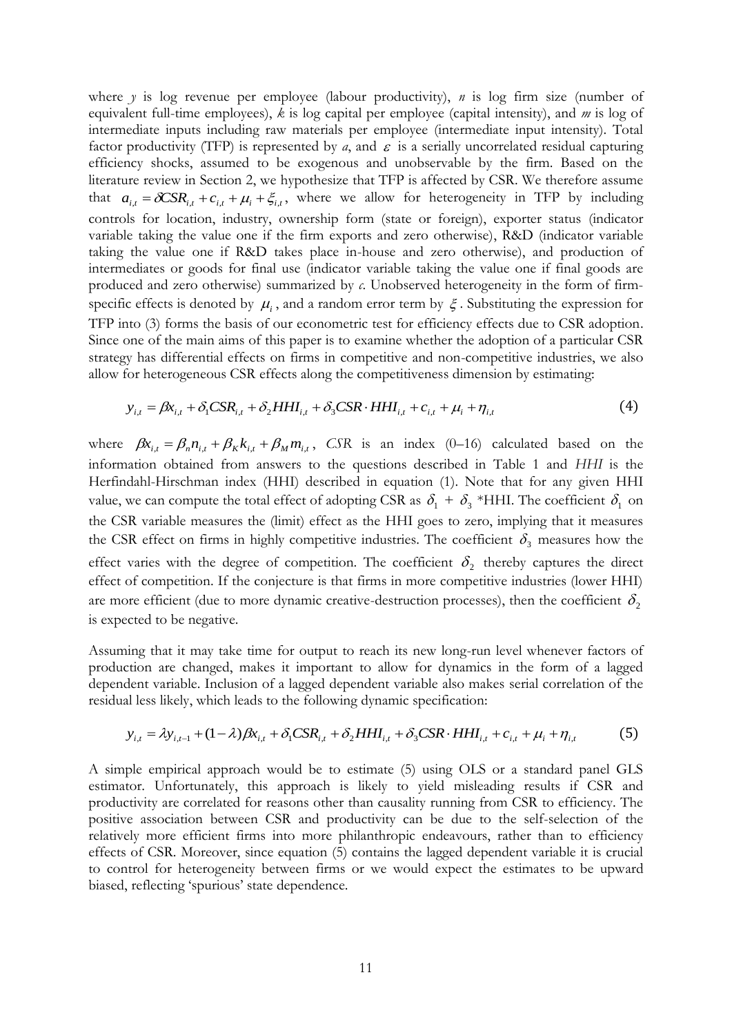where $y$ is log revenue per employee (labour productivity), $n$ is log firm size (number of equivalent full-time employees), $k$ is log capital per employee (capital intensity), and $m$ is log of intermediate inputs including raw materials per employee (intermediate input intensity). Total factor productivity (TFP) is represented by $a$, and $\varepsilon$ is a serially uncorrelated residual capturing efficiency shocks, assumed to be exogenous and unobservable by the firm. Based on the literature review in Section 2, we hypothesize that TFP is affected by CSR. We therefore assume that $a_{i,t} = \delta CSR_{i,t} + c_{i,t} + \mu_i + \xi_{i,t}$, where we allow for heterogeneity in TFP by including controls for location, industry, ownership form (state or foreign), exporter status (indicator variable taking the value one if the firm exports and zero otherwise), R&D (indicator variable taking the value one if R&D takes place in-house and zero otherwise), and production of intermediates or goods for final use (indicator variable taking the value one if final goods are produced and zero otherwise) summarized by $c$. Unobserved heterogeneity in the form of firm-specific effects is denoted by $\mu_i$, and a random error term by $\xi$. Substituting the expression for TFP into (3) forms the basis of our econometric test for efficiency effects due to CSR adoption. Since one of the main aims of this paper is to examine whether the adoption of a particular CSR strategy has differential effects on firms in competitive and non-competitive industries, we also allow for heterogeneous CSR effects along the competitiveness dimension by estimating:

$$y_{i,t} = \beta x_{i,t} + \delta_1 CSR_{i,t} + \delta_2 HHI_{i,t} + \delta_3 CSR \cdot HHI_{i,t} + c_{i,t} + \mu_i + \eta_{i,t} \tag{4}$$

where $\beta x_{i,t} = \beta_n n_{i,t} + \beta_K k_{i,t} + \beta_M m_{i,t}$, *CSR* is an index (0–16) calculated based on the information obtained from answers to the questions described in Table 1 and *HHI* is the Herfindahl-Hirschman index (HHI) described in equation (1). Note that for any given HHI value, we can compute the total effect of adopting CSR as $\delta_1 + \delta_3$ *HHI. The coefficient $\delta_1$ on the CSR variable measures the (limit) effect as the HHI goes to zero, implying that it measures the CSR effect on firms in highly competitive industries. The coefficient $\delta_3$ measures how the effect varies with the degree of competition. The coefficient $\delta_2$ thereby captures the direct effect of competition. If the conjecture is that firms in more competitive industries (lower HHI) are more efficient (due to more dynamic creative-destruction processes), then the coefficient $\delta_2$ is expected to be negative.

Assuming that it may take time for output to reach its new long-run level whenever factors of production are changed, makes it important to allow for dynamics in the form of a lagged dependent variable. Inclusion of a lagged dependent variable also makes serial correlation of the residual less likely, which leads to the following dynamic specification:

$$y_{i,t} = \lambda y_{i,t-1} + (1-\lambda)\beta x_{i,t} + \delta_1 CSR_{i,t} + \delta_2 HHI_{i,t} + \delta_3 CSR \cdot HHI_{i,t} + c_{i,t} + \mu_i + \eta_{i,t} \tag{5}$$

A simple empirical approach would be to estimate (5) using OLS or a standard panel GLS estimator. Unfortunately, this approach is likely to yield misleading results if CSR and productivity are correlated for reasons other than causality running from CSR to efficiency. The positive association between CSR and productivity can be due to the self-selection of the relatively more efficient firms into more philanthropic endeavours, rather than to efficiency effects of CSR. Moreover, since equation (5) contains the lagged dependent variable it is crucial to control for heterogeneity between firms or we would expect the estimates to be upward biased, reflecting 'spurious' state dependence.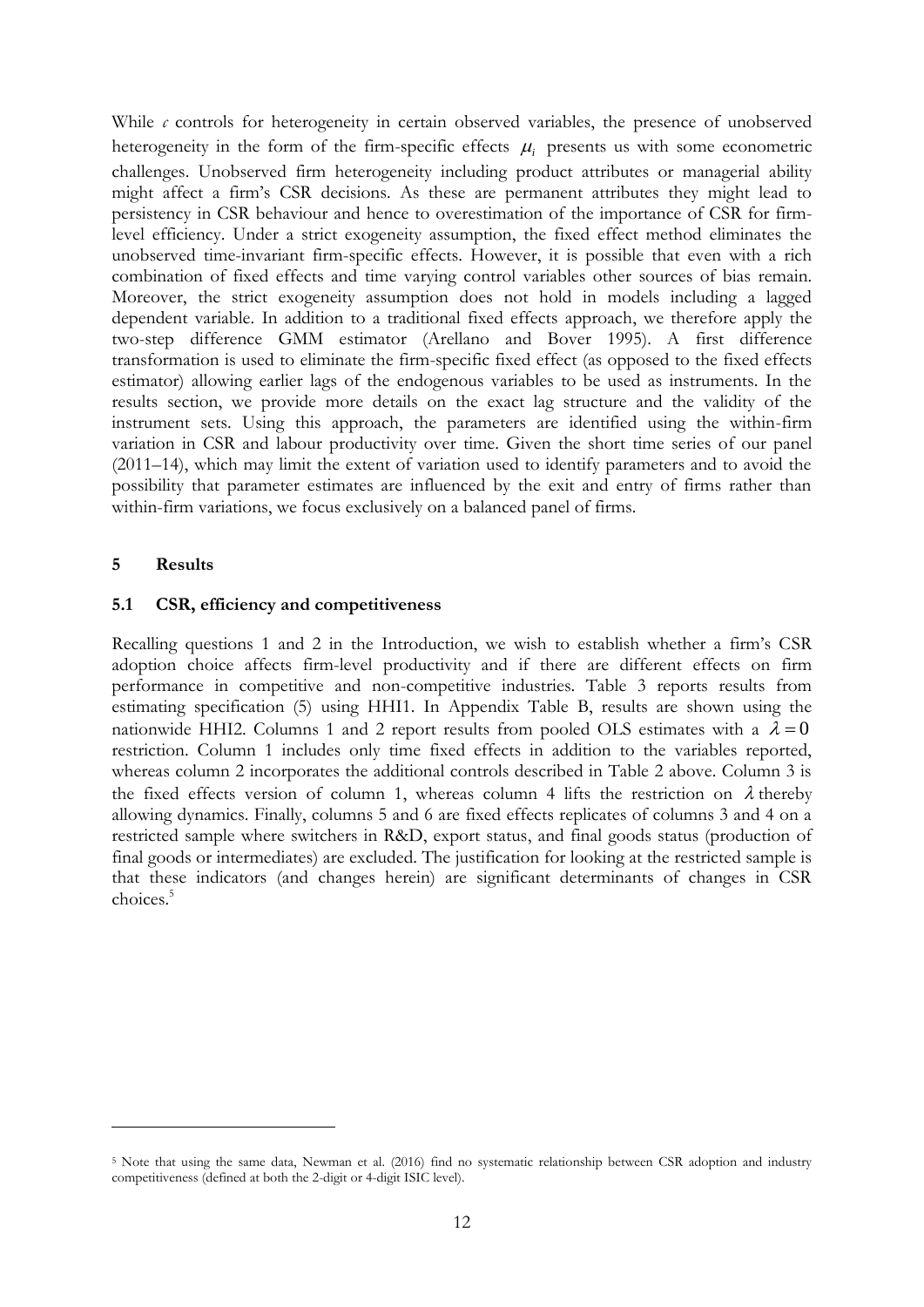While $c$ controls for heterogeneity in certain observed variables, the presence of unobserved heterogeneity in the form of the firm-specific effects $\mu_i$ presents us with some econometric challenges. Unobserved firm heterogeneity including product attributes or managerial ability might affect a firm's CSR decisions. As these are permanent attributes they might lead to persistency in CSR behaviour and hence to overestimation of the importance of CSR for firm-level efficiency. Under a strict exogeneity assumption, the fixed effect method eliminates the unobserved time-invariant firm-specific effects. However, it is possible that even with a rich combination of fixed effects and time varying control variables other sources of bias remain. Moreover, the strict exogeneity assumption does not hold in models including a lagged dependent variable. In addition to a traditional fixed effects approach, we therefore apply the two-step difference GMM estimator (Arellano and Bover 1995). A first difference transformation is used to eliminate the firm-specific fixed effect (as opposed to the fixed effects estimator) allowing earlier lags of the endogenous variables to be used as instruments. In the results section, we provide more details on the exact lag structure and the validity of the instrument sets. Using this approach, the parameters are identified using the within-firm variation in CSR and labour productivity over time. Given the short time series of our panel (2011–14), which may limit the extent of variation used to identify parameters and to avoid the possibility that parameter estimates are influenced by the exit and entry of firms rather than within-firm variations, we focus exclusively on a balanced panel of firms.

## 5 Results

### 5.1 CSR, efficiency and competitiveness

Recalling questions 1 and 2 in the Introduction, we wish to establish whether a firm's CSR adoption choice affects firm-level productivity and if there are different effects on firm performance in competitive and non-competitive industries. Table 3 reports results from estimating specification (5) using HHI1. In Appendix Table B, results are shown using the nationwide HHI2. Columns 1 and 2 report results from pooled OLS estimates with a $\lambda = 0$ restriction. Column 1 includes only time fixed effects in addition to the variables reported, whereas column 2 incorporates the additional controls described in Table 2 above. Column 3 is the fixed effects version of column 1, whereas column 4 lifts the restriction on $\lambda$ thereby allowing dynamics. Finally, columns 5 and 6 are fixed effects replicates of columns 3 and 4 on a restricted sample where switchers in R&D, export status, and final goods status (production of final goods or intermediates) are excluded. The justification for looking at the restricted sample is that these indicators (and changes herein) are significant determinants of changes in CSR choices.[5]

---

[5] Note that using the same data, Newman et al. (2016) find no systematic relationship between CSR adoption and industry competitiveness (defined at both the 2-digit or 4-digit ISIC level).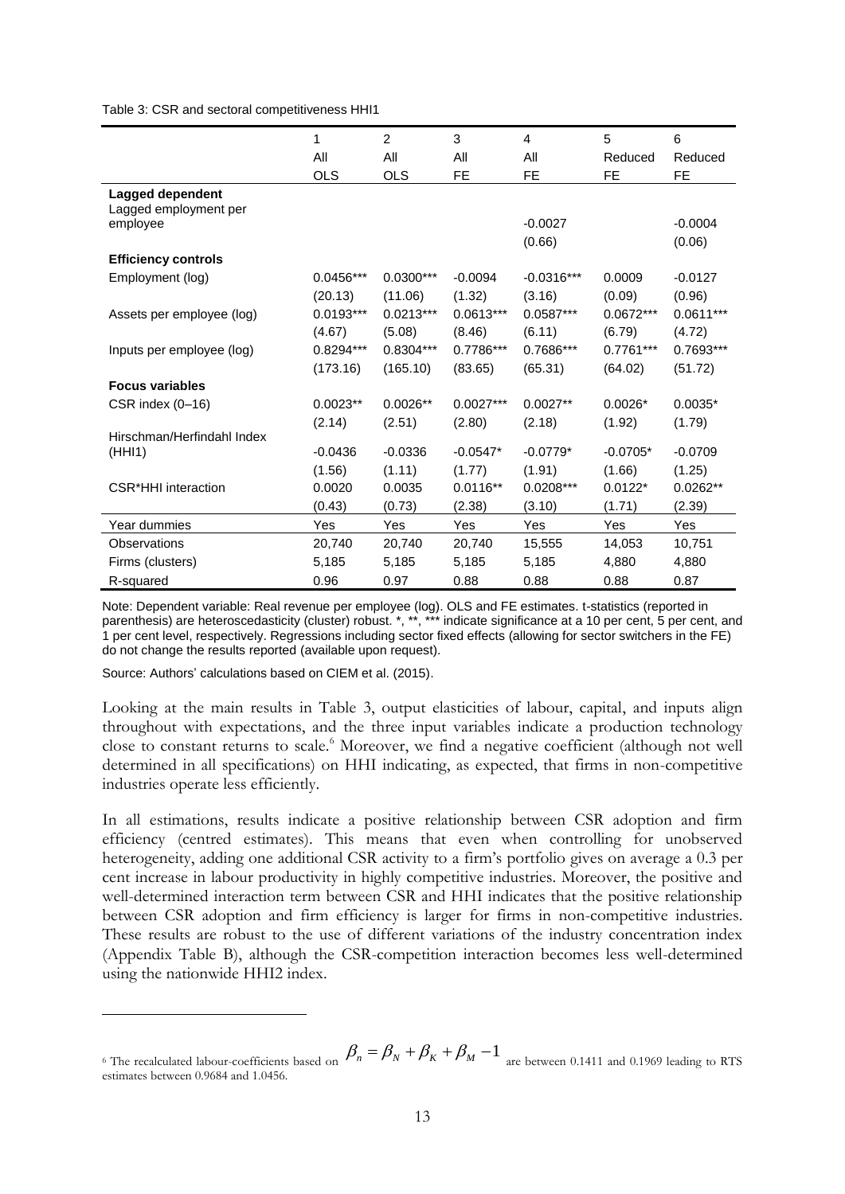Table 3: CSR and sectoral competitiveness HHI1

| | 1 | 2 | 3 | 4 | 5 | 6 |
|---|---|---|---|---|---|---|
| | All | All | All | All | Reduced | Reduced |
| | OLS | OLS | FE | FE | FE | FE |
| **Lagged dependent** | | | | | | |
| Lagged employment per employee | | | | -0.0027 | | -0.0004 |
| | | | | (0.66) | | (0.06) |
| **Efficiency controls** | | | | | | |
| Employment (log) | 0.0456*** | 0.0300*** | -0.0094 | -0.0316*** | 0.0009 | -0.0127 |
| | (20.13) | (11.06) | (1.32) | (3.16) | (0.09) | (0.96) |
| Assets per employee (log) | 0.0193*** | 0.0213*** | 0.0613*** | 0.0587*** | 0.0672*** | 0.0611*** |
| | (4.67) | (5.08) | (8.46) | (6.11) | (6.79) | (4.72) |
| Inputs per employee (log) | 0.8294*** | 0.8304*** | 0.7786*** | 0.7686*** | 0.7761*** | 0.7693*** |
| | (173.16) | (165.10) | (83.65) | (65.31) | (64.02) | (51.72) |
| **Focus variables** | | | | | | |
| CSR index (0–16) | 0.0023** | 0.0026** | 0.0027*** | 0.0027** | 0.0026* | 0.0035* |
| | (2.14) | (2.51) | (2.80) | (2.18) | (1.92) | (1.79) |
| Hirschman/Herfindahl Index (HHI1) | -0.0436 | -0.0336 | -0.0547* | -0.0779* | -0.0705* | -0.0709 |
| | (1.56) | (1.11) | (1.77) | (1.91) | (1.66) | (1.25) |
| CSR*HHI interaction | 0.0020 | 0.0035 | 0.0116** | 0.0208*** | 0.0122* | 0.0262** |
| | (0.43) | (0.73) | (2.38) | (3.10) | (1.71) | (2.39) |
| Year dummies | Yes | Yes | Yes | Yes | Yes | Yes |
| Observations | 20,740 | 20,740 | 20,740 | 15,555 | 14,053 | 10,751 |
| Firms (clusters) | 5,185 | 5,185 | 5,185 | 5,185 | 4,880 | 4,880 |
| R-squared | 0.96 | 0.97 | 0.88 | 0.88 | 0.88 | 0.87 |

Note: Dependent variable: Real revenue per employee (log). OLS and FE estimates. t-statistics (reported in parenthesis) are heteroscedasticity (cluster) robust. *, **, *** indicate significance at a 10 per cent, 5 per cent, and 1 per cent level, respectively. Regressions including sector fixed effects (allowing for sector switchers in the FE) do not change the results reported (available upon request).

Source: Authors' calculations based on CIEM et al. (2015).

Looking at the main results in Table 3, output elasticities of labour, capital, and inputs align throughout with expectations, and the three input variables indicate a production technology close to constant returns to scale.[6] Moreover, we find a negative coefficient (although not well determined in all specifications) on HHI indicating, as expected, that firms in non-competitive industries operate less efficiently.

In all estimations, results indicate a positive relationship between CSR adoption and firm efficiency (centred estimates). This means that even when controlling for unobserved heterogeneity, adding one additional CSR activity to a firm's portfolio gives on average a 0.3 per cent increase in labour productivity in highly competitive industries. Moreover, the positive and well-determined interaction term between CSR and HHI indicates that the positive relationship between CSR adoption and firm efficiency is larger for firms in non-competitive industries. These results are robust to the use of different variations of the industry concentration index (Appendix Table B), although the CSR-competition interaction becomes less well-determined using the nationwide HHI2 index.

[6] The recalculated labour-coefficients based on $\beta_n = \beta_N + \beta_K + \beta_M - 1$ are between 0.1411 and 0.1969 leading to RTS estimates between 0.9684 and 1.0456.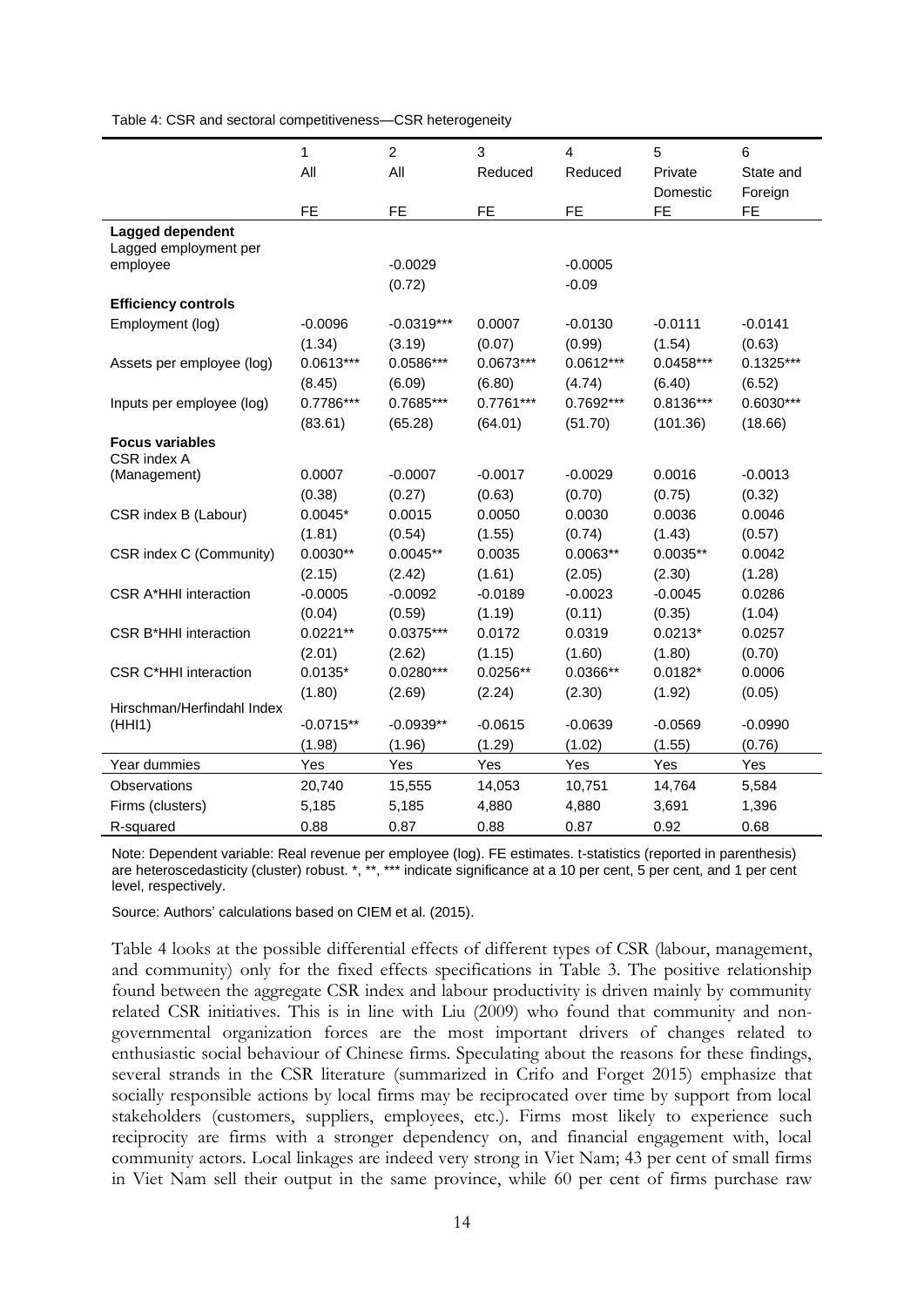Table 4: CSR and sectoral competitiveness—CSR heterogeneity

| | 1 | 2 | 3 | 4 | 5 | 6 |
|---|---|---|---|---|---|---|
| | All | All | Reduced | Reduced | Private Domestic | State and Foreign |
| | FE | FE | FE | FE | FE | FE |
| **Lagged dependent** | | | | | | |
| Lagged employment per employee | | -0.0029 | | -0.0005 | | |
| | | (0.72) | | -0.09 | | |
| **Efficiency controls** | | | | | | |
| Employment (log) | -0.0096 | -0.0319*** | 0.0007 | -0.0130 | -0.0111 | -0.0141 |
| | (1.34) | (3.19) | (0.07) | (0.99) | (1.54) | (0.63) |
| Assets per employee (log) | 0.0613*** | 0.0586*** | 0.0673*** | 0.0612*** | 0.0458*** | 0.1325*** |
| | (8.45) | (6.09) | (6.80) | (4.74) | (6.40) | (6.52) |
| Inputs per employee (log) | 0.7786*** | 0.7685*** | 0.7761*** | 0.7692*** | 0.8136*** | 0.6030*** |
| | (83.61) | (65.28) | (64.01) | (51.70) | (101.36) | (18.66) |
| **Focus variables** | | | | | | |
| CSR index A (Management) | 0.0007 | -0.0007 | -0.0017 | -0.0029 | 0.0016 | -0.0013 |
| | (0.38) | (0.27) | (0.63) | (0.70) | (0.75) | (0.32) |
| CSR index B (Labour) | 0.0045* | 0.0015 | 0.0050 | 0.0030 | 0.0036 | 0.0046 |
| | (1.81) | (0.54) | (1.55) | (0.74) | (1.43) | (0.57) |
| CSR index C (Community) | 0.0030** | 0.0045** | 0.0035 | 0.0063** | 0.0035** | 0.0042 |
| | (2.15) | (2.42) | (1.61) | (2.05) | (2.30) | (1.28) |
| CSR A*HHI interaction | -0.0005 | -0.0092 | -0.0189 | -0.0023 | -0.0045 | 0.0286 |
| | (0.04) | (0.59) | (1.19) | (0.11) | (0.35) | (1.04) |
| CSR B*HHI interaction | 0.0221** | 0.0375*** | 0.0172 | 0.0319 | 0.0213* | 0.0257 |
| | (2.01) | (2.62) | (1.15) | (1.60) | (1.80) | (0.70) |
| CSR C*HHI interaction | 0.0135* | 0.0280*** | 0.0256** | 0.0366** | 0.0182* | 0.0006 |
| | (1.80) | (2.69) | (2.24) | (2.30) | (1.92) | (0.05) |
| Hirschman/Herfindahl Index (HHI1) | -0.0715** | -0.0939** | -0.0615 | -0.0639 | -0.0569 | -0.0990 |
| | (1.98) | (1.96) | (1.29) | (1.02) | (1.55) | (0.76) |
| Year dummies | Yes | Yes | Yes | Yes | Yes | Yes |
| Observations | 20,740 | 15,555 | 14,053 | 10,751 | 14,764 | 5,584 |
| Firms (clusters) | 5,185 | 5,185 | 4,880 | 4,880 | 3,691 | 1,396 |
| R-squared | 0.88 | 0.87 | 0.88 | 0.87 | 0.92 | 0.68 |

Note: Dependent variable: Real revenue per employee (log). FE estimates. t-statistics (reported in parenthesis) are heteroscedasticity (cluster) robust. *, **, *** indicate significance at a 10 per cent, 5 per cent, and 1 per cent level, respectively.

Source: Authors' calculations based on CIEM et al. (2015).

Table 4 looks at the possible differential effects of different types of CSR (labour, management, and community) only for the fixed effects specifications in Table 3. The positive relationship found between the aggregate CSR index and labour productivity is driven mainly by community related CSR initiatives. This is in line with Liu (2009) who found that community and non-governmental organization forces are the most important drivers of changes related to enthusiastic social behaviour of Chinese firms. Speculating about the reasons for these findings, several strands in the CSR literature (summarized in Crifo and Forget 2015) emphasize that socially responsible actions by local firms may be reciprocated over time by support from local stakeholders (customers, suppliers, employees, etc.). Firms most likely to experience such reciprocity are firms with a stronger dependency on, and financial engagement with, local community actors. Local linkages are indeed very strong in Viet Nam; 43 per cent of small firms in Viet Nam sell their output in the same province, while 60 per cent of firms purchase raw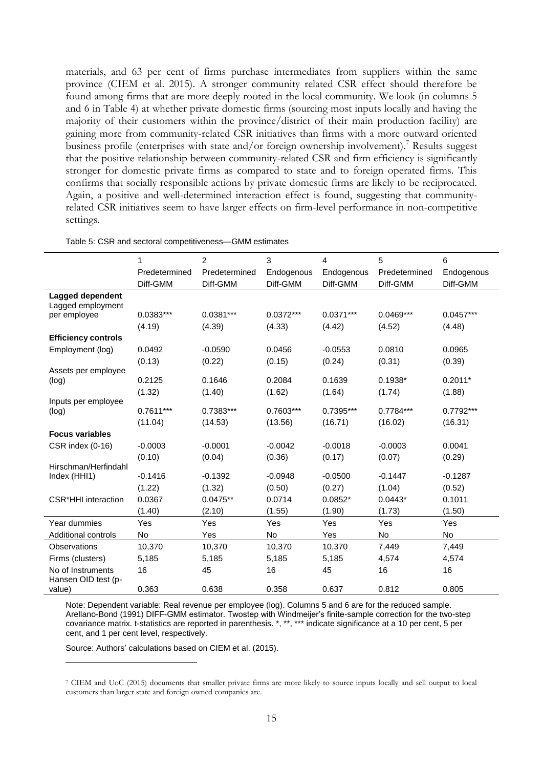materials, and 63 per cent of firms purchase intermediates from suppliers within the same province (CIEM et al. 2015). A stronger community related CSR effect should therefore be found among firms that are more deeply rooted in the local community. We look (in columns 5 and 6 in Table 4) at whether private domestic firms (sourcing most inputs locally and having the majority of their customers within the province/district of their main production facility) are gaining more from community-related CSR initiatives than firms with a more outward oriented business profile (enterprises with state and/or foreign ownership involvement).[7] Results suggest that the positive relationship between community-related CSR and firm efficiency is significantly stronger for domestic private firms as compared to state and to foreign operated firms. This confirms that socially responsible actions by private domestic firms are likely to be reciprocated. Again, a positive and well-determined interaction effect is found, suggesting that community-related CSR initiatives seem to have larger effects on firm-level performance in non-competitive settings.

Table 5: CSR and sectoral competitiveness—GMM estimates

| | 1 | 2 | 3 | 4 | 5 | 6 |
|---|---|---|---|---|---|---|
| | Predetermined Diff-GMM | Predetermined Diff-GMM | Endogenous Diff-GMM | Endogenous Diff-GMM | Predetermined Diff-GMM | Endogenous Diff-GMM |
| **Lagged dependent** | | | | | | |
| Lagged employment per employee | 0.0383*** | 0.0381*** | 0.0372*** | 0.0371*** | 0.0469*** | 0.0457*** |
| | (4.19) | (4.39) | (4.33) | (4.42) | (4.52) | (4.48) |
| **Efficiency controls** | | | | | | |
| Employment (log) | 0.0492 | -0.0590 | 0.0456 | -0.0553 | 0.0810 | 0.0965 |
| | (0.13) | (0.22) | (0.15) | (0.24) | (0.31) | (0.39) |
| Assets per employee (log) | 0.2125 | 0.1646 | 0.2084 | 0.1639 | 0.1938* | 0.2011* |
| | (1.32) | (1.40) | (1.62) | (1.64) | (1.74) | (1.88) |
| Inputs per employee (log) | 0.7611*** | 0.7383*** | 0.7603*** | 0.7395*** | 0.7784*** | 0.7792*** |
| | (11.04) | (14.53) | (13.56) | (16.71) | (16.02) | (16.31) |
| **Focus variables** | | | | | | |
| CSR index (0-16) | -0.0003 | -0.0001 | -0.0042 | -0.0018 | -0.0003 | 0.0041 |
| | (0.10) | (0.04) | (0.36) | (0.17) | (0.07) | (0.29) |
| Hirschman/Herfindahl Index (HHI1) | -0.1416 | -0.1392 | -0.0948 | -0.0500 | -0.1447 | -0.1287 |
| | (1.22) | (1.32) | (0.50) | (0.27) | (1.04) | (0.52) |
| CSR*HHI interaction | 0.0367 | 0.0475** | 0.0714 | 0.0852* | 0.0443* | 0.1011 |
| | (1.40) | (2.10) | (1.55) | (1.90) | (1.73) | (1.50) |
| Year dummies | Yes | Yes | Yes | Yes | Yes | Yes |
| Additional controls | No | Yes | No | Yes | No | No |
| Observations | 10,370 | 10,370 | 10,370 | 10,370 | 7,449 | 7,449 |
| Firms (clusters) | 5,185 | 5,185 | 5,185 | 5,185 | 4,574 | 4,574 |
| No of Instruments | 16 | 45 | 16 | 45 | 16 | 16 |
| Hansen OID test (p-value) | 0.363 | 0.638 | 0.358 | 0.637 | 0.812 | 0.805 |

Note: Dependent variable: Real revenue per employee (log). Columns 5 and 6 are for the reduced sample. Arellano-Bond (1991) DIFF-GMM estimator. Twostep with Windmeijer's finite-sample correction for the two-step covariance matrix. t-statistics are reported in parenthesis. *, **, *** indicate significance at a 10 per cent, 5 per cent, and 1 per cent level, respectively.

Source: Authors' calculations based on CIEM et al. (2015).

[7] CIEM and UoC (2015) documents that smaller private firms are more likely to source inputs locally and sell output to local customers than larger state and foreign owned companies are.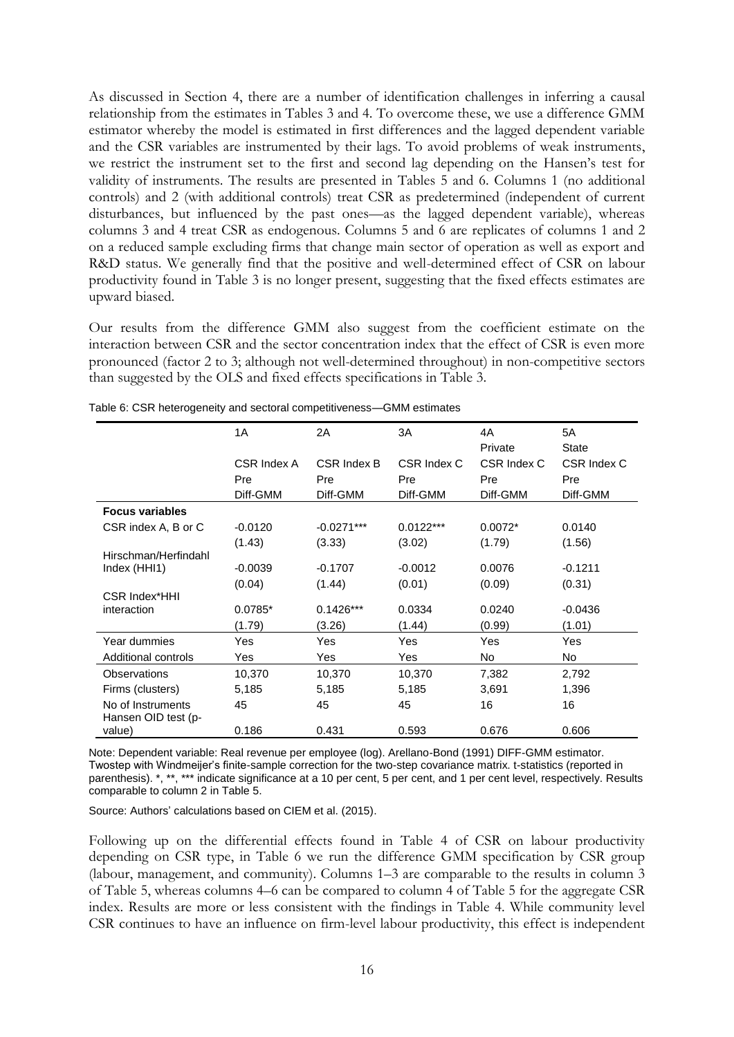As discussed in Section 4, there are a number of identification challenges in inferring a causal relationship from the estimates in Tables 3 and 4. To overcome these, we use a difference GMM estimator whereby the model is estimated in first differences and the lagged dependent variable and the CSR variables are instrumented by their lags. To avoid problems of weak instruments, we restrict the instrument set to the first and second lag depending on the Hansen's test for validity of instruments. The results are presented in Tables 5 and 6. Columns 1 (no additional controls) and 2 (with additional controls) treat CSR as predetermined (independent of current disturbances, but influenced by the past ones—as the lagged dependent variable), whereas columns 3 and 4 treat CSR as endogenous. Columns 5 and 6 are replicates of columns 1 and 2 on a reduced sample excluding firms that change main sector of operation as well as export and R&D status. We generally find that the positive and well-determined effect of CSR on labour productivity found in Table 3 is no longer present, suggesting that the fixed effects estimates are upward biased.

Our results from the difference GMM also suggest from the coefficient estimate on the interaction between CSR and the sector concentration index that the effect of CSR is even more pronounced (factor 2 to 3; although not well-determined throughout) in non-competitive sectors than suggested by the OLS and fixed effects specifications in Table 3.

Table 6: CSR heterogeneity and sectoral competitiveness—GMM estimates

| | 1A | 2A | 3A | 4A Private | 5A State |
|---|---|---|---|---|---|
| | CSR Index A | CSR Index B | CSR Index C | CSR Index C | CSR Index C |
| | Pre | Pre | Pre | Pre | Pre |
| | Diff-GMM | Diff-GMM | Diff-GMM | Diff-GMM | Diff-GMM |
| **Focus variables** | | | | | |
| CSR index A, B or C | -0.0120 | -0.0271*** | 0.0122*** | 0.0072* | 0.0140 |
| | (1.43) | (3.33) | (3.02) | (1.79) | (1.56) |
| Hirschman/Herfindahl Index (HHI1) | -0.0039 | -0.1707 | -0.0012 | 0.0076 | -0.1211 |
| | (0.04) | (1.44) | (0.01) | (0.09) | (0.31) |
| CSR Index*HHI interaction | 0.0785* | 0.1426*** | 0.0334 | 0.0240 | -0.0436 |
| | (1.79) | (3.26) | (1.44) | (0.99) | (1.01) |
| Year dummies | Yes | Yes | Yes | Yes | Yes |
| Additional controls | Yes | Yes | Yes | No | No |
| Observations | 10,370 | 10,370 | 10,370 | 7,382 | 2,792 |
| Firms (clusters) | 5,185 | 5,185 | 5,185 | 3,691 | 1,396 |
| No of Instruments | 45 | 45 | 45 | 16 | 16 |
| Hansen OID test (p-value) | 0.186 | 0.431 | 0.593 | 0.676 | 0.606 |

Note: Dependent variable: Real revenue per employee (log). Arellano-Bond (1991) DIFF-GMM estimator. Twostep with Windmeijer's finite-sample correction for the two-step covariance matrix. t-statistics (reported in parenthesis). *, **, *** indicate significance at a 10 per cent, 5 per cent, and 1 per cent level, respectively. Results comparable to column 2 in Table 5.

Source: Authors' calculations based on CIEM et al. (2015).

Following up on the differential effects found in Table 4 of CSR on labour productivity depending on CSR type, in Table 6 we run the difference GMM specification by CSR group (labour, management, and community). Columns 1–3 are comparable to the results in column 3 of Table 5, whereas columns 4–6 can be compared to column 4 of Table 5 for the aggregate CSR index. Results are more or less consistent with the findings in Table 4. While community level CSR continues to have an influence on firm-level labour productivity, this effect is independent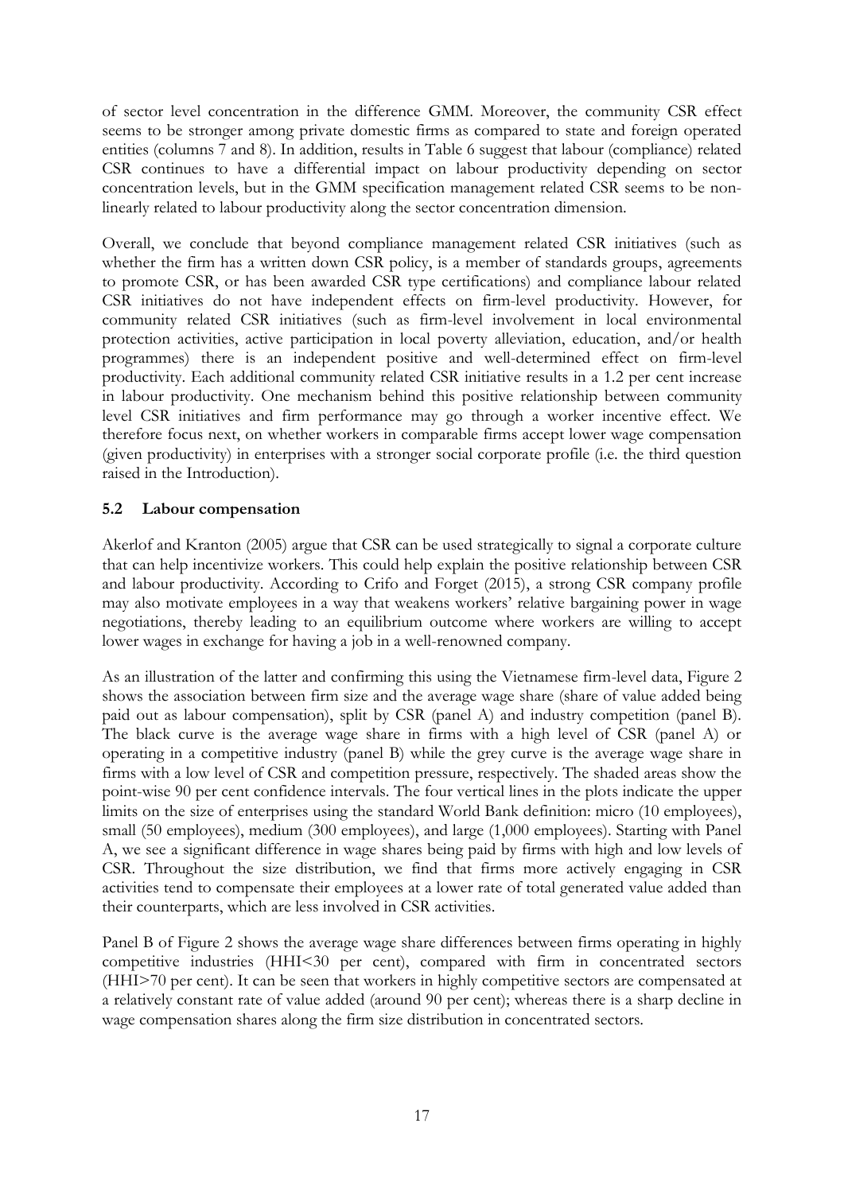of sector level concentration in the difference GMM. Moreover, the community CSR effect seems to be stronger among private domestic firms as compared to state and foreign operated entities (columns 7 and 8). In addition, results in Table 6 suggest that labour (compliance) related CSR continues to have a differential impact on labour productivity depending on sector concentration levels, but in the GMM specification management related CSR seems to be non-linearly related to labour productivity along the sector concentration dimension.

Overall, we conclude that beyond compliance management related CSR initiatives (such as whether the firm has a written down CSR policy, is a member of standards groups, agreements to promote CSR, or has been awarded CSR type certifications) and compliance labour related CSR initiatives do not have independent effects on firm-level productivity. However, for community related CSR initiatives (such as firm-level involvement in local environmental protection activities, active participation in local poverty alleviation, education, and/or health programmes) there is an independent positive and well-determined effect on firm-level productivity. Each additional community related CSR initiative results in a 1.2 per cent increase in labour productivity. One mechanism behind this positive relationship between community level CSR initiatives and firm performance may go through a worker incentive effect. We therefore focus next, on whether workers in comparable firms accept lower wage compensation (given productivity) in enterprises with a stronger social corporate profile (i.e. the third question raised in the Introduction).

### 5.2 Labour compensation

Akerlof and Kranton (2005) argue that CSR can be used strategically to signal a corporate culture that can help incentivize workers. This could help explain the positive relationship between CSR and labour productivity. According to Crifo and Forget (2015), a strong CSR company profile may also motivate employees in a way that weakens workers' relative bargaining power in wage negotiations, thereby leading to an equilibrium outcome where workers are willing to accept lower wages in exchange for having a job in a well-renowned company.

As an illustration of the latter and confirming this using the Vietnamese firm-level data, Figure 2 shows the association between firm size and the average wage share (share of value added being paid out as labour compensation), split by CSR (panel A) and industry competition (panel B). The black curve is the average wage share in firms with a high level of CSR (panel A) or operating in a competitive industry (panel B) while the grey curve is the average wage share in firms with a low level of CSR and competition pressure, respectively. The shaded areas show the point-wise 90 per cent confidence intervals. The four vertical lines in the plots indicate the upper limits on the size of enterprises using the standard World Bank definition: micro (10 employees), small (50 employees), medium (300 employees), and large (1,000 employees). Starting with Panel A, we see a significant difference in wage shares being paid by firms with high and low levels of CSR. Throughout the size distribution, we find that firms more actively engaging in CSR activities tend to compensate their employees at a lower rate of total generated value added than their counterparts, which are less involved in CSR activities.

Panel B of Figure 2 shows the average wage share differences between firms operating in highly competitive industries (HHI<30 per cent), compared with firm in concentrated sectors (HHI>70 per cent). It can be seen that workers in highly competitive sectors are compensated at a relatively constant rate of value added (around 90 per cent); whereas there is a sharp decline in wage compensation shares along the firm size distribution in concentrated sectors.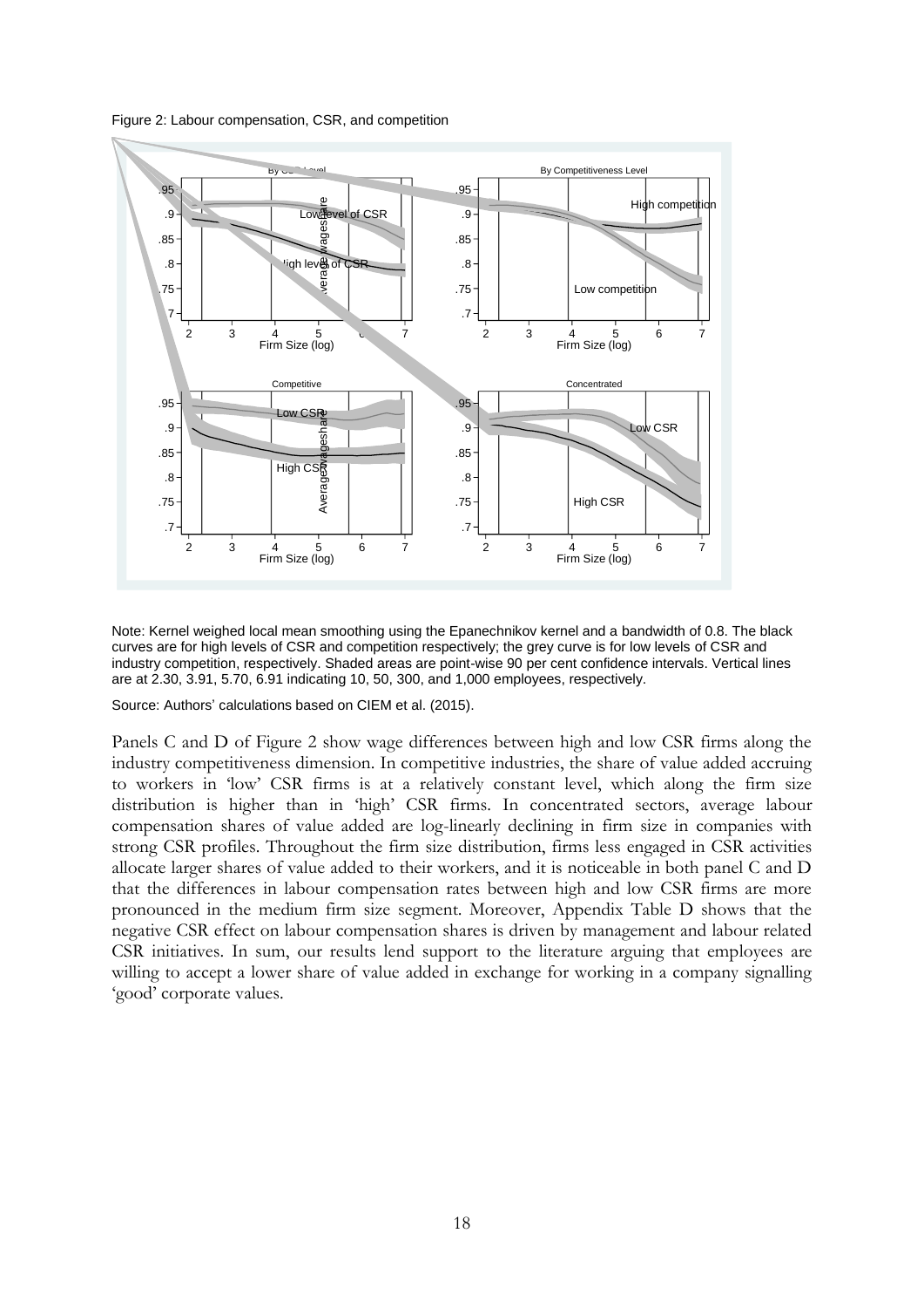Figure 2: Labour compensation, CSR, and competition

Note: Kernel weighed local mean smoothing using the Epanechnikov kernel and a bandwidth of 0.8. The black curves are for high levels of CSR and competition respectively; the grey curve is for low levels of CSR and industry competition, respectively. Shaded areas are point-wise 90 per cent confidence intervals. Vertical lines are at 2.30, 3.91, 5.70, 6.91 indicating 10, 50, 300, and 1,000 employees, respectively.

Source: Authors' calculations based on CIEM et al. (2015).

Panels C and D of Figure 2 show wage differences between high and low CSR firms along the industry competitiveness dimension. In competitive industries, the share of value added accruing to workers in 'low' CSR firms is at a relatively constant level, which along the firm size distribution is higher than in 'high' CSR firms. In concentrated sectors, average labour compensation shares of value added are log-linearly declining in firm size in companies with strong CSR profiles. Throughout the firm size distribution, firms less engaged in CSR activities allocate larger shares of value added to their workers, and it is noticeable in both panel C and D that the differences in labour compensation rates between high and low CSR firms are more pronounced in the medium firm size segment. Moreover, Appendix Table D shows that the negative CSR effect on labour compensation shares is driven by management and labour related CSR initiatives. In sum, our results lend support to the literature arguing that employees are willing to accept a lower share of value added in exchange for working in a company signalling 'good' corporate values.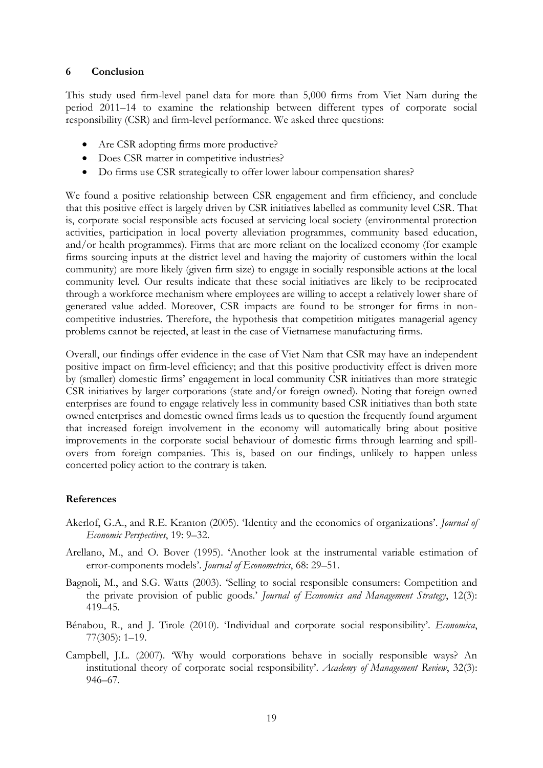## 6 Conclusion

This study used firm-level panel data for more than 5,000 firms from Viet Nam during the period 2011–14 to examine the relationship between different types of corporate social responsibility (CSR) and firm-level performance. We asked three questions:

- Are CSR adopting firms more productive?
- Does CSR matter in competitive industries?
- Do firms use CSR strategically to offer lower labour compensation shares?

We found a positive relationship between CSR engagement and firm efficiency, and conclude that this positive effect is largely driven by CSR initiatives labelled as community level CSR. That is, corporate social responsible acts focused at servicing local society (environmental protection activities, participation in local poverty alleviation programmes, community based education, and/or health programmes). Firms that are more reliant on the localized economy (for example firms sourcing inputs at the district level and having the majority of customers within the local community) are more likely (given firm size) to engage in socially responsible actions at the local community level. Our results indicate that these social initiatives are likely to be reciprocated through a workforce mechanism where employees are willing to accept a relatively lower share of generated value added. Moreover, CSR impacts are found to be stronger for firms in non-competitive industries. Therefore, the hypothesis that competition mitigates managerial agency problems cannot be rejected, at least in the case of Vietnamese manufacturing firms.

Overall, our findings offer evidence in the case of Viet Nam that CSR may have an independent positive impact on firm-level efficiency; and that this positive productivity effect is driven more by (smaller) domestic firms' engagement in local community CSR initiatives than more strategic CSR initiatives by larger corporations (state and/or foreign owned). Noting that foreign owned enterprises are found to engage relatively less in community based CSR initiatives than both state owned enterprises and domestic owned firms leads us to question the frequently found argument that increased foreign involvement in the economy will automatically bring about positive improvements in the corporate social behaviour of domestic firms through learning and spill-overs from foreign companies. This is, based on our findings, unlikely to happen unless concerted policy action to the contrary is taken.

## References

Akerlof, G.A., and R.E. Kranton (2005). 'Identity and the economics of organizations'. *Journal of Economic Perspectives*, 19: 9–32.

Arellano, M., and O. Bover (1995). 'Another look at the instrumental variable estimation of error-components models'. *Journal of Econometrics*, 68: 29–51.

Bagnoli, M., and S.G. Watts (2003). 'Selling to social responsible consumers: Competition and the private provision of public goods.' *Journal of Economics and Management Strategy*, 12(3): 419–45.

Bénabou, R., and J. Tirole (2010). 'Individual and corporate social responsibility'. *Economica*, 77(305): 1–19.

Campbell, J.L. (2007). 'Why would corporations behave in socially responsible ways? An institutional theory of corporate social responsibility'. *Academy of Management Review*, 32(3): 946–67.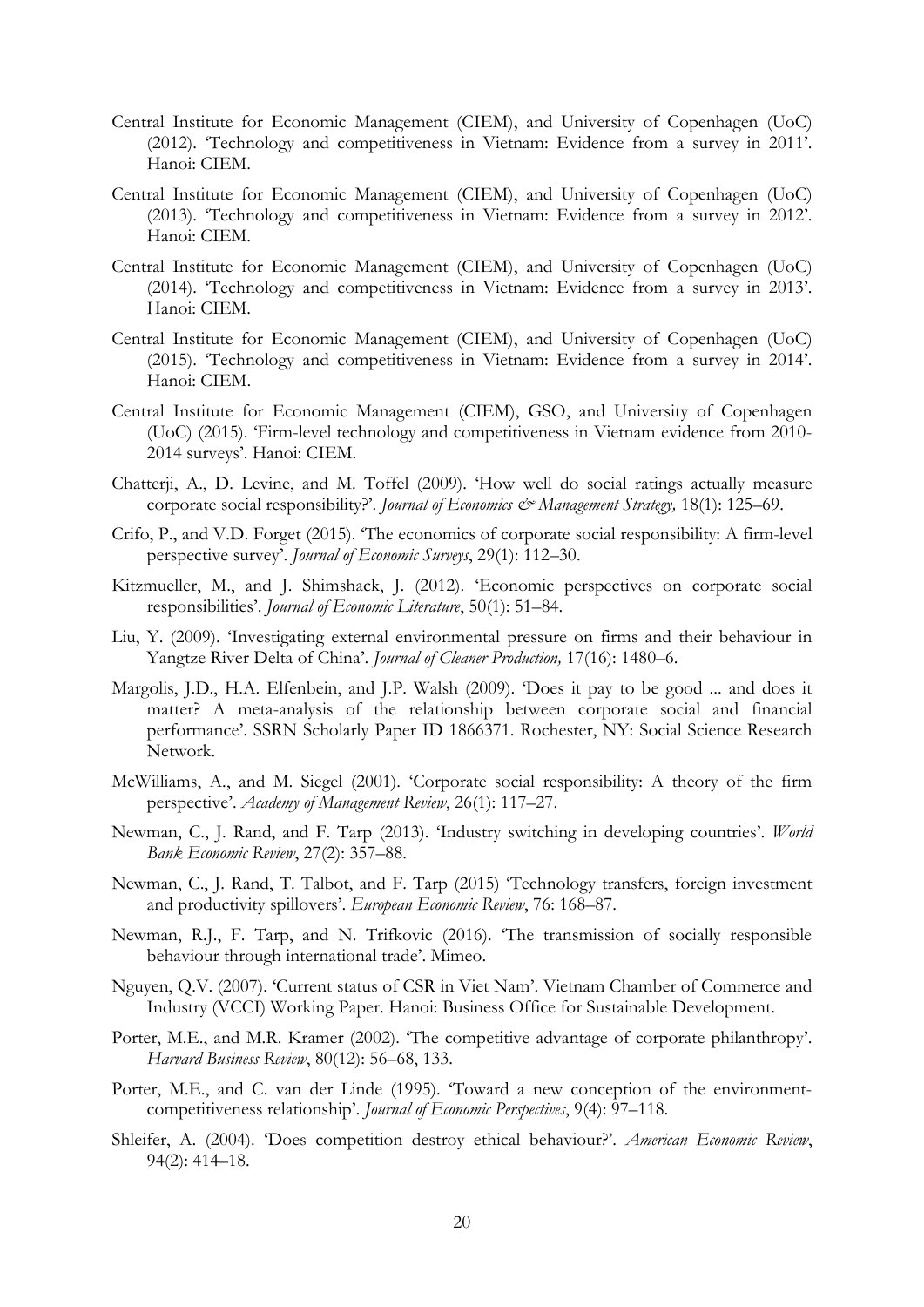Central Institute for Economic Management (CIEM), and University of Copenhagen (UoC) (2012). 'Technology and competitiveness in Vietnam: Evidence from a survey in 2011'. Hanoi: CIEM.

Central Institute for Economic Management (CIEM), and University of Copenhagen (UoC) (2013). 'Technology and competitiveness in Vietnam: Evidence from a survey in 2012'. Hanoi: CIEM.

Central Institute for Economic Management (CIEM), and University of Copenhagen (UoC) (2014). 'Technology and competitiveness in Vietnam: Evidence from a survey in 2013'. Hanoi: CIEM.

Central Institute for Economic Management (CIEM), and University of Copenhagen (UoC) (2015). 'Technology and competitiveness in Vietnam: Evidence from a survey in 2014'. Hanoi: CIEM.

Central Institute for Economic Management (CIEM), GSO, and University of Copenhagen (UoC) (2015). 'Firm-level technology and competitiveness in Vietnam evidence from 2010-2014 surveys'. Hanoi: CIEM.

Chatterji, A., D. Levine, and M. Toffel (2009). 'How well do social ratings actually measure corporate social responsibility?'. *Journal of Economics & Management Strategy,* 18(1): 125–69.

Crifo, P., and V.D. Forget (2015). 'The economics of corporate social responsibility: A firm-level perspective survey'. *Journal of Economic Surveys*, 29(1): 112–30.

Kitzmueller, M., and J. Shimshack, J. (2012). 'Economic perspectives on corporate social responsibilities'. *Journal of Economic Literature*, 50(1): 51–84.

Liu, Y. (2009). 'Investigating external environmental pressure on firms and their behaviour in Yangtze River Delta of China'. *Journal of Cleaner Production,* 17(16): 1480–6.

Margolis, J.D., H.A. Elfenbein, and J.P. Walsh (2009). 'Does it pay to be good ... and does it matter? A meta-analysis of the relationship between corporate social and financial performance'. SSRN Scholarly Paper ID 1866371. Rochester, NY: Social Science Research Network.

McWilliams, A., and M. Siegel (2001). 'Corporate social responsibility: A theory of the firm perspective'. *Academy of Management Review*, 26(1): 117–27.

Newman, C., J. Rand, and F. Tarp (2013). 'Industry switching in developing countries'. *World Bank Economic Review*, 27(2): 357–88.

Newman, C., J. Rand, T. Talbot, and F. Tarp (2015) 'Technology transfers, foreign investment and productivity spillovers'. *European Economic Review*, 76: 168–87.

Newman, R.J., F. Tarp, and N. Trifkovic (2016). 'The transmission of socially responsible behaviour through international trade'. Mimeo.

Nguyen, Q.V. (2007). 'Current status of CSR in Viet Nam'. Vietnam Chamber of Commerce and Industry (VCCI) Working Paper. Hanoi: Business Office for Sustainable Development.

Porter, M.E., and M.R. Kramer (2002). 'The competitive advantage of corporate philanthropy'. *Harvard Business Review*, 80(12): 56–68, 133.

Porter, M.E., and C. van der Linde (1995). 'Toward a new conception of the environment-competitiveness relationship'. *Journal of Economic Perspectives*, 9(4): 97–118.

Shleifer, A. (2004). 'Does competition destroy ethical behaviour?'. *American Economic Review*, 94(2): 414–18.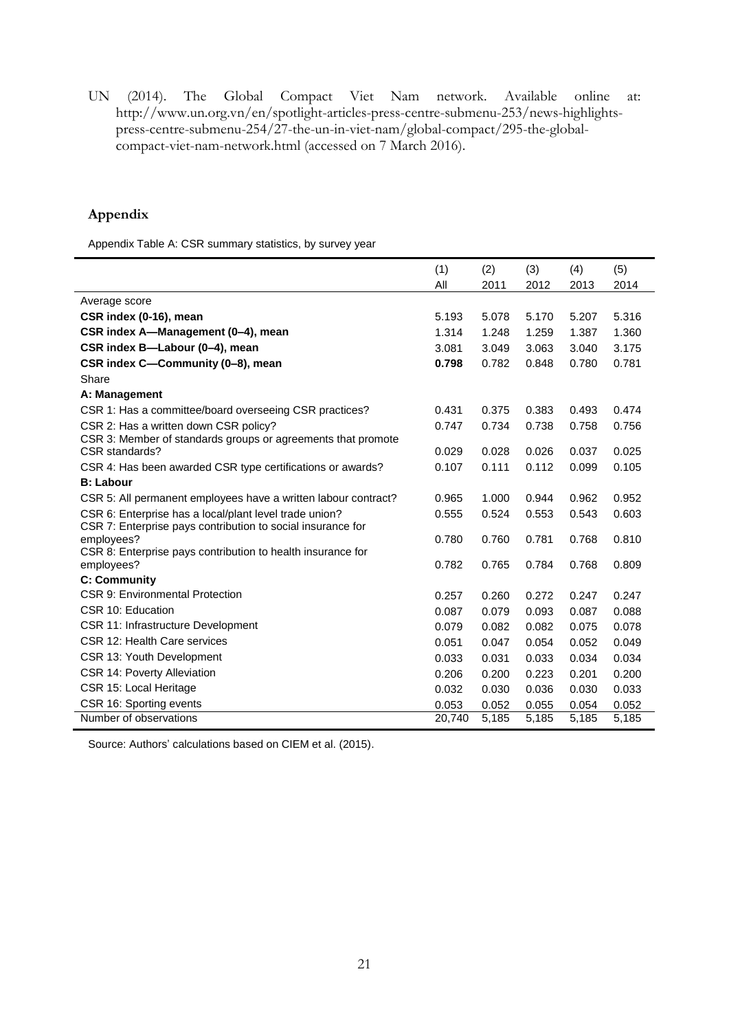UN (2014). The Global Compact Viet Nam network. Available online at: http://www.un.org.vn/en/spotlight-articles-press-centre-submenu-253/news-highlights-press-centre-submenu-254/27-the-un-in-viet-nam/global-compact/295-the-global-compact-viet-nam-network.html (accessed on 7 March 2016).

## Appendix

Appendix Table A: CSR summary statistics, by survey year

| | (1) All | (2) 2011 | (3) 2012 | (4) 2013 | (5) 2014 |
|---|---|---|---|---|---|
| Average score | | | | | |
| **CSR index (0-16), mean** | 5.193 | 5.078 | 5.170 | 5.207 | 5.316 |
| **CSR index A—Management (0–4), mean** | 1.314 | 1.248 | 1.259 | 1.387 | 1.360 |
| **CSR index B—Labour (0–4), mean** | 3.081 | 3.049 | 3.063 | 3.040 | 3.175 |
| **CSR index C—Community (0–8), mean** | **0.798** | 0.782 | 0.848 | 0.780 | 0.781 |
| Share | | | | | |
| **A: Management** | | | | | |
| CSR 1: Has a committee/board overseeing CSR practices? | 0.431 | 0.375 | 0.383 | 0.493 | 0.474 |
| CSR 2: Has a written down CSR policy? | 0.747 | 0.734 | 0.738 | 0.758 | 0.756 |
| CSR 3: Member of standards groups or agreements that promote CSR standards? | 0.029 | 0.028 | 0.026 | 0.037 | 0.025 |
| CSR 4: Has been awarded CSR type certifications or awards? | 0.107 | 0.111 | 0.112 | 0.099 | 0.105 |
| **B: Labour** | | | | | |
| CSR 5: All permanent employees have a written labour contract? | 0.965 | 1.000 | 0.944 | 0.962 | 0.952 |
| CSR 6: Enterprise has a local/plant level trade union? | 0.555 | 0.524 | 0.553 | 0.543 | 0.603 |
| CSR 7: Enterprise pays contribution to social insurance for employees? | 0.780 | 0.760 | 0.781 | 0.768 | 0.810 |
| CSR 8: Enterprise pays contribution to health insurance for employees? | 0.782 | 0.765 | 0.784 | 0.768 | 0.809 |
| **C: Community** | | | | | |
| CSR 9: Environmental Protection | 0.257 | 0.260 | 0.272 | 0.247 | 0.247 |
| CSR 10: Education | 0.087 | 0.079 | 0.093 | 0.087 | 0.088 |
| CSR 11: Infrastructure Development | 0.079 | 0.082 | 0.082 | 0.075 | 0.078 |
| CSR 12: Health Care services | 0.051 | 0.047 | 0.054 | 0.052 | 0.049 |
| CSR 13: Youth Development | 0.033 | 0.031 | 0.033 | 0.034 | 0.034 |
| CSR 14: Poverty Alleviation | 0.206 | 0.200 | 0.223 | 0.201 | 0.200 |
| CSR 15: Local Heritage | 0.032 | 0.030 | 0.036 | 0.030 | 0.033 |
| CSR 16: Sporting events | 0.053 | 0.052 | 0.055 | 0.054 | 0.052 |
| Number of observations | 20,740 | 5,185 | 5,185 | 5,185 | 5,185 |

Source: Authors' calculations based on CIEM et al. (2015).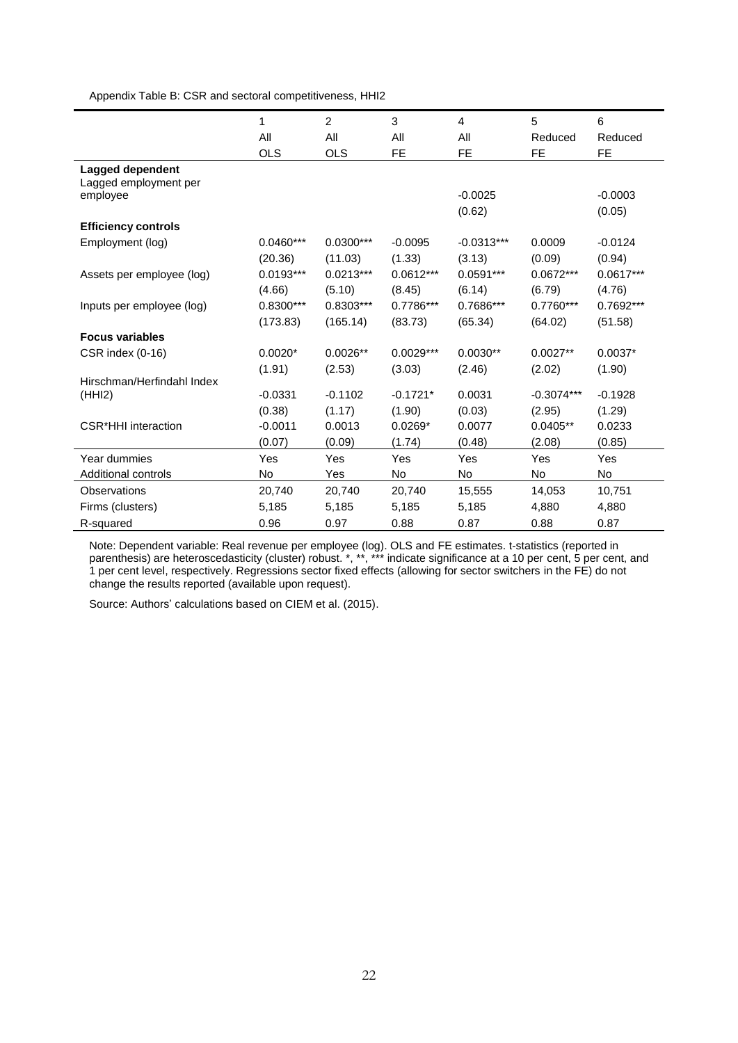Appendix Table B: CSR and sectoral competitiveness, HHI2

| | 1 | 2 | 3 | 4 | 5 | 6 |
|---|---|---|---|---|---|---|
| | All | All | All | All | Reduced | Reduced |
| | OLS | OLS | FE | FE | FE | FE |
| **Lagged dependent** | | | | | | |
| Lagged employment per employee | | | | -0.0025 | | -0.0003 |
| | | | | (0.62) | | (0.05) |
| **Efficiency controls** | | | | | | |
| Employment (log) | 0.0460*** | 0.0300*** | -0.0095 | -0.0313*** | 0.0009 | -0.0124 |
| | (20.36) | (11.03) | (1.33) | (3.13) | (0.09) | (0.94) |
| Assets per employee (log) | 0.0193*** | 0.0213*** | 0.0612*** | 0.0591*** | 0.0672*** | 0.0617*** |
| | (4.66) | (5.10) | (8.45) | (6.14) | (6.79) | (4.76) |
| Inputs per employee (log) | 0.8300*** | 0.8303*** | 0.7786*** | 0.7686*** | 0.7760*** | 0.7692*** |
| | (173.83) | (165.14) | (83.73) | (65.34) | (64.02) | (51.58) |
| **Focus variables** | | | | | | |
| CSR index (0-16) | 0.0020* | 0.0026** | 0.0029*** | 0.0030** | 0.0027** | 0.0037* |
| | (1.91) | (2.53) | (3.03) | (2.46) | (2.02) | (1.90) |
| Hirschman/Herfindahl Index (HHI2) | -0.0331 | -0.1102 | -0.1721* | 0.0031 | -0.3074*** | -0.1928 |
| | (0.38) | (1.17) | (1.90) | (0.03) | (2.95) | (1.29) |
| CSR*HHI interaction | -0.0011 | 0.0013 | 0.0269* | 0.0077 | 0.0405** | 0.0233 |
| | (0.07) | (0.09) | (1.74) | (0.48) | (2.08) | (0.85) |
| Year dummies | Yes | Yes | Yes | Yes | Yes | Yes |
| Additional controls | No | Yes | No | No | No | No |
| Observations | 20,740 | 20,740 | 20,740 | 15,555 | 14,053 | 10,751 |
| Firms (clusters) | 5,185 | 5,185 | 5,185 | 5,185 | 4,880 | 4,880 |
| R-squared | 0.96 | 0.97 | 0.88 | 0.87 | 0.88 | 0.87 |

Note: Dependent variable: Real revenue per employee (log). OLS and FE estimates. t-statistics (reported in parenthesis) are heteroscedasticity (cluster) robust. *, **, *** indicate significance at a 10 per cent, 5 per cent, and 1 per cent level, respectively. Regressions sector fixed effects (allowing for sector switchers in the FE) do not change the results reported (available upon request).

Source: Authors' calculations based on CIEM et al. (2015).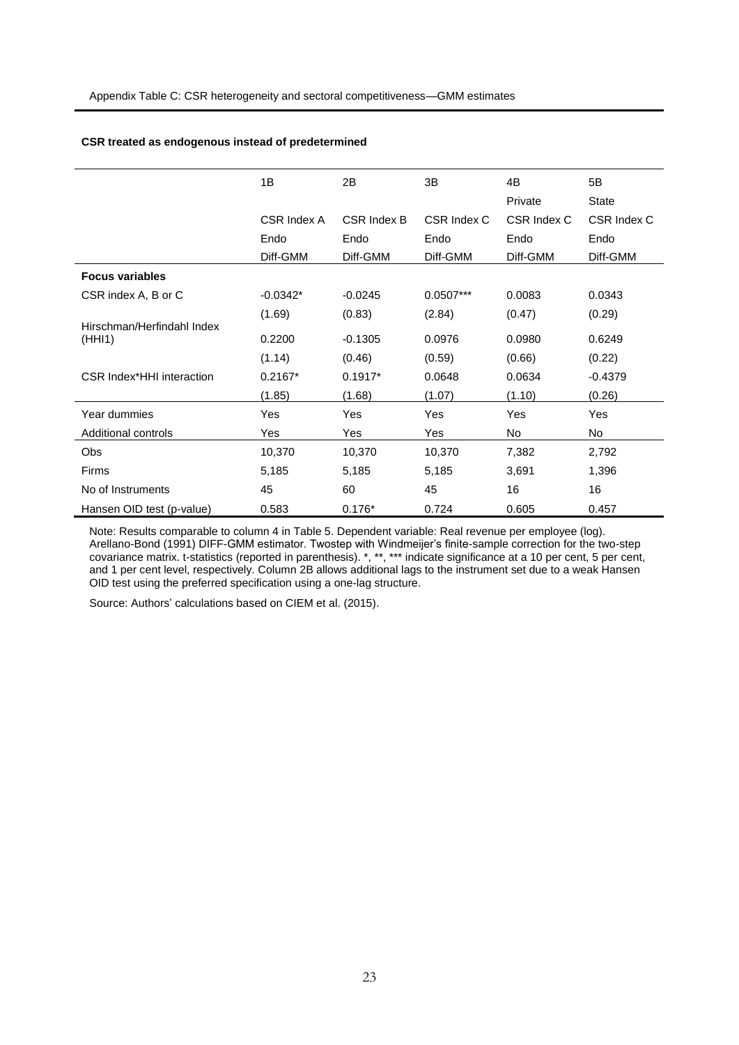Appendix Table C: CSR heterogeneity and sectoral competitiveness—GMM estimates

**CSR treated as endogenous instead of predetermined**

| | 1B | 2B | 3B | 4B | 5B |
|---|---|---|---|---|---|
| | | | | Private | State |
| | CSR Index A | CSR Index B | CSR Index C | CSR Index C | CSR Index C |
| | Endo | Endo | Endo | Endo | Endo |
| | Diff-GMM | Diff-GMM | Diff-GMM | Diff-GMM | Diff-GMM |
| **Focus variables** | | | | | |
| CSR index A, B or C | -0.0342* | -0.0245 | 0.0507*** | 0.0083 | 0.0343 |
| | (1.69) | (0.83) | (2.84) | (0.47) | (0.29) |
| Hirschman/Herfindahl Index (HHI1) | 0.2200 | -0.1305 | 0.0976 | 0.0980 | 0.6249 |
| | (1.14) | (0.46) | (0.59) | (0.66) | (0.22) |
| CSR Index*HHI interaction | 0.2167* | 0.1917* | 0.0648 | 0.0634 | -0.4379 |
| | (1.85) | (1.68) | (1.07) | (1.10) | (0.26) |
| Year dummies | Yes | Yes | Yes | Yes | Yes |
| Additional controls | Yes | Yes | Yes | No | No |
| Obs | 10,370 | 10,370 | 10,370 | 7,382 | 2,792 |
| Firms | 5,185 | 5,185 | 5,185 | 3,691 | 1,396 |
| No of Instruments | 45 | 60 | 45 | 16 | 16 |
| Hansen OID test (p-value) | 0.583 | 0.176* | 0.724 | 0.605 | 0.457 |

Note: Results comparable to column 4 in Table 5. Dependent variable: Real revenue per employee (log). Arellano-Bond (1991) DIFF-GMM estimator. Twostep with Windmeijer's finite-sample correction for the two-step covariance matrix. t-statistics (reported in parenthesis). *, **, *** indicate significance at a 10 per cent, 5 per cent, and 1 per cent level, respectively. Column 2B allows additional lags to the instrument set due to a weak Hansen OID test using the preferred specification using a one-lag structure.

Source: Authors' calculations based on CIEM et al. (2015).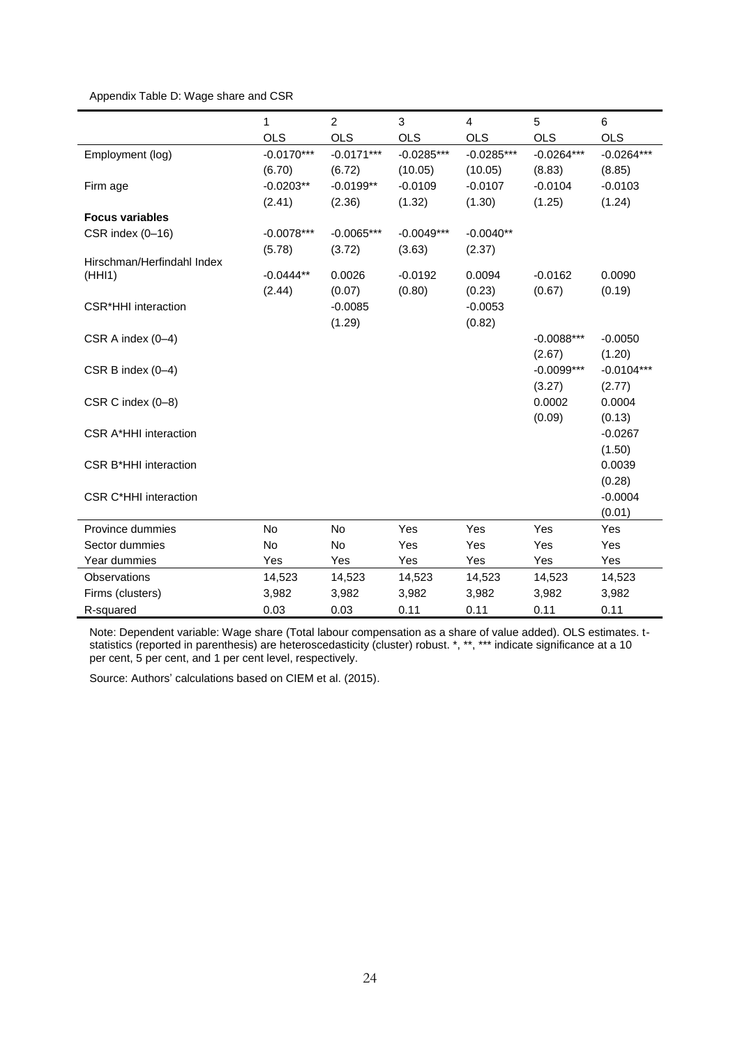Appendix Table D: Wage share and CSR

| | 1 | 2 | 3 | 4 | 5 | 6 |
|---|---|---|---|---|---|---|
| | OLS | OLS | OLS | OLS | OLS | OLS |
| Employment (log) | -0.0170*** | -0.0171*** | -0.0285*** | -0.0285*** | -0.0264*** | -0.0264*** |
| | (6.70) | (6.72) | (10.05) | (10.05) | (8.83) | (8.85) |
| Firm age | -0.0203** | -0.0199** | -0.0109 | -0.0107 | -0.0104 | -0.0103 |
| | (2.41) | (2.36) | (1.32) | (1.30) | (1.25) | (1.24) |
| **Focus variables** | | | | | | |
| CSR index (0–16) | -0.0078*** | -0.0065*** | -0.0049*** | -0.0040** | | |
| | (5.78) | (3.72) | (3.63) | (2.37) | | |
| Hirschman/Herfindahl Index (HHI1) | -0.0444** | 0.0026 | -0.0192 | 0.0094 | -0.0162 | 0.0090 |
| | (2.44) | (0.07) | (0.80) | (0.23) | (0.67) | (0.19) |
| CSR*HHI interaction | | -0.0085 | | -0.0053 | | |
| | | (1.29) | | (0.82) | | |
| CSR A index (0–4) | | | | | -0.0088*** | -0.0050 |
| | | | | | (2.67) | (1.20) |
| CSR B index (0–4) | | | | | -0.0099*** | -0.0104*** |
| | | | | | (3.27) | (2.77) |
| CSR C index (0–8) | | | | | 0.0002 | 0.0004 |
| | | | | | (0.09) | (0.13) |
| CSR A*HHI interaction | | | | | | -0.0267 |
| | | | | | | (1.50) |
| CSR B*HHI interaction | | | | | | 0.0039 |
| | | | | | | (0.28) |
| CSR C*HHI interaction | | | | | | -0.0004 |
| | | | | | | (0.01) |
| Province dummies | No | No | Yes | Yes | Yes | Yes |
| Sector dummies | No | No | Yes | Yes | Yes | Yes |
| Year dummies | Yes | Yes | Yes | Yes | Yes | Yes |
| Observations | 14,523 | 14,523 | 14,523 | 14,523 | 14,523 | 14,523 |
| Firms (clusters) | 3,982 | 3,982 | 3,982 | 3,982 | 3,982 | 3,982 |
| R-squared | 0.03 | 0.03 | 0.11 | 0.11 | 0.11 | 0.11 |

Note: Dependent variable: Wage share (Total labour compensation as a share of value added). OLS estimates. t-statistics (reported in parenthesis) are heteroscedasticity (cluster) robust. *, **, *** indicate significance at a 10 per cent, 5 per cent, and 1 per cent level, respectively.

Source: Authors' calculations based on CIEM et al. (2015).